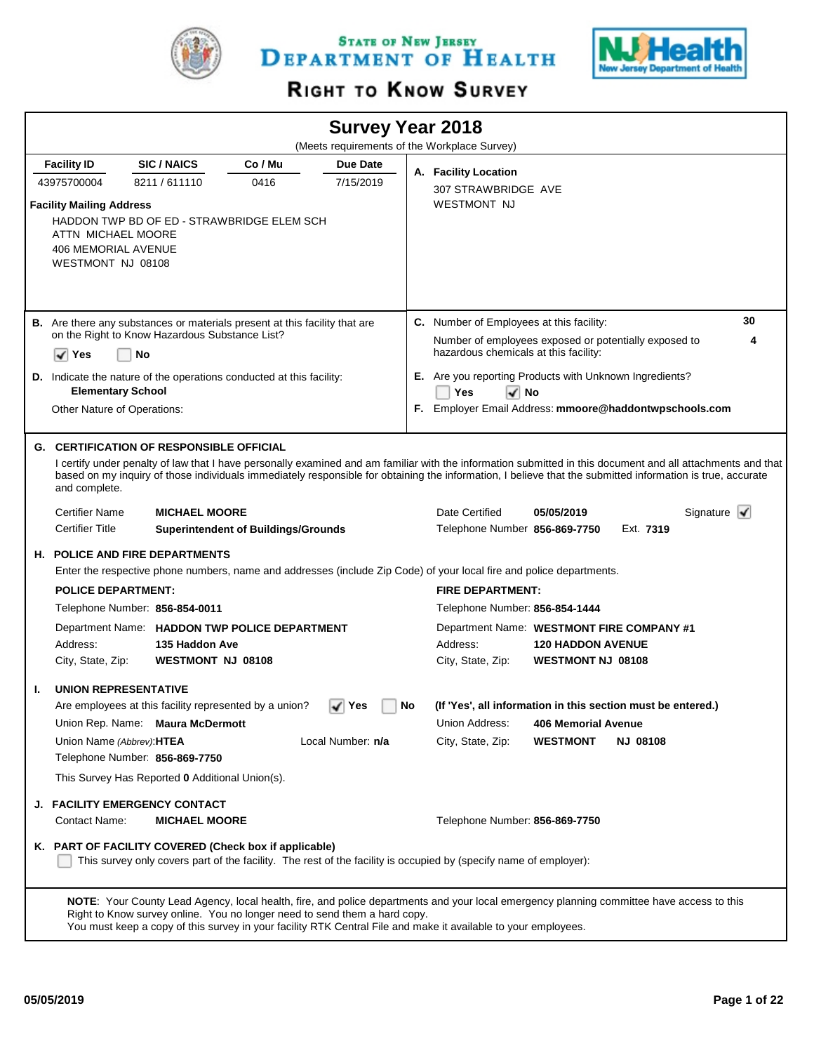# State of New Jersey Department of Health

## Right to Know Survey

## Survey Year 2018

(Meets requirements of the Workplace Survey)

| Facility ID | SIC / NAICS | Co / Mu | Due Date |
|---|---|---|---|
| 43975700004 | 8211 / 611110 | 0416 | 7/15/2019 |

**Facility Mailing Address**
HADDON TWP BD OF ED - STRAWBRIDGE ELEM SCH
ATTN MICHAEL MOORE
406 MEMORIAL AVENUE
WESTMONT NJ 08108

**A. Facility Location**
307 STRAWBRIDGE AVE
WESTMONT NJ

**B.** Are there any substances or materials present at this facility that are on the Right to Know Hazardous Substance List?
☑ Yes ☐ No

**C.** Number of Employees at this facility: **30**
Number of employees exposed or potentially exposed to hazardous chemicals at this facility: **4**

**D.** Indicate the nature of the operations conducted at this facility:
**Elementary School**
Other Nature of Operations:

**E.** Are you reporting Products with Unknown Ingredients?
☐ Yes ☑ No

**F.** Employer Email Address: **mmoore@haddontwpschools.com**

### G. CERTIFICATION OF RESPONSIBLE OFFICIAL

I certify under penalty of law that I have personally examined and am familiar with the information submitted in this document and all attachments and that based on my inquiry of those individuals immediately responsible for obtaining the information, I believe that the submitted information is true, accurate and complete.

Certifier Name: **MICHAEL MOORE**
Certifier Title: **Superintendent of Buildings/Grounds**
Date Certified: **05/05/2019**
Telephone Number: **856-869-7750** Ext. **7319**
Signature ☑

### H. POLICE AND FIRE DEPARTMENTS

Enter the respective phone numbers, name and addresses (include Zip Code) of your local fire and police departments.

**POLICE DEPARTMENT:**
Telephone Number: **856-854-0011**
Department Name: **HADDON TWP POLICE DEPARTMENT**
Address: **135 Haddon Ave**
City, State, Zip: **WESTMONT NJ 08108**

**FIRE DEPARTMENT:**
Telephone Number: **856-854-1444**
Department Name: **WESTMONT FIRE COMPANY #1**
Address: **120 HADDON AVENUE**
City, State, Zip: **WESTMONT NJ 08108**

### I. UNION REPRESENTATIVE

Are employees at this facility represented by a union? ☑ Yes ☐ No
**(If 'Yes', all information in this section must be entered.)**

Union Rep. Name: **Maura McDermott**
Union Name *(Abbrev)*: **HTEA**
Local Number: **n/a**
Telephone Number: **856-869-7750**
Union Address: **406 Memorial Avenue**
City, State, Zip: **WESTMONT NJ 08108**

This Survey Has Reported **0** Additional Union(s).

### J. FACILITY EMERGENCY CONTACT

Contact Name: **MICHAEL MOORE**
Telephone Number: **856-869-7750**

### K. PART OF FACILITY COVERED (Check box if applicable)

☐ This survey only covers part of the facility. The rest of the facility is occupied by (specify name of employer):

**NOTE**: Your County Lead Agency, local health, fire, and police departments and your local emergency planning committee have access to this Right to Know survey online. You no longer need to send them a hard copy.
You must keep a copy of this survey in your facility RTK Central File and make it available to your employees.

05/05/2019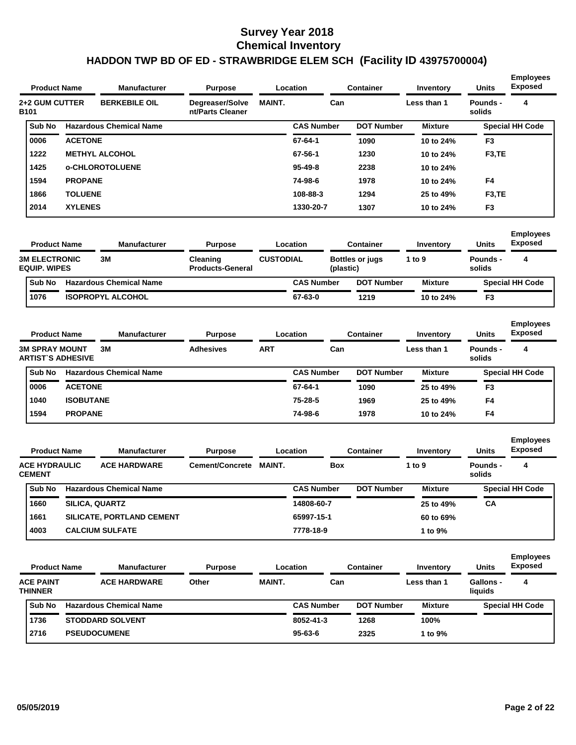# Survey Year 2018
# Chemical Inventory
## HADDON TWP BD OF ED - STRAWBRIDGE ELEM SCH (Facility ID 43975700004)

| Product Name | Manufacturer | Purpose | Location | Container | Inventory | Units | Employees Exposed |
|---|---|---|---|---|---|---|---|
| 2+2 GUM CUTTER B101 | BERKEBILE OIL | Degreaser/Solvent/Parts Cleaner | MAINT. | Can | Less than 1 | Pounds - solids | 4 |

| Sub No | Hazardous Chemical Name | CAS Number | DOT Number | Mixture | Special HH Code |
|---|---|---|---|---|---|
| 0006 | ACETONE | 67-64-1 | 1090 | 10 to 24% | F3 |
| 1222 | METHYL ALCOHOL | 67-56-1 | 1230 | 10 to 24% | F3,TE |
| 1425 | o-CHLOROTOLUENE | 95-49-8 | 2238 | 10 to 24% | |
| 1594 | PROPANE | 74-98-6 | 1978 | 10 to 24% | F4 |
| 1866 | TOLUENE | 108-88-3 | 1294 | 25 to 49% | F3,TE |
| 2014 | XYLENES | 1330-20-7 | 1307 | 10 to 24% | F3 |

| Product Name | Manufacturer | Purpose | Location | Container | Inventory | Units | Employees Exposed |
|---|---|---|---|---|---|---|---|
| 3M ELECTRONIC EQUIP. WIPES | 3M | Cleaning Products-General | CUSTODIAL | Bottles or jugs (plastic) | 1 to 9 | Pounds - solids | 4 |

| Sub No | Hazardous Chemical Name | CAS Number | DOT Number | Mixture | Special HH Code |
|---|---|---|---|---|---|
| 1076 | ISOPROPYL ALCOHOL | 67-63-0 | 1219 | 10 to 24% | F3 |

| Product Name | Manufacturer | Purpose | Location | Container | Inventory | Units | Employees Exposed |
|---|---|---|---|---|---|---|---|
| 3M SPRAY MOUNT ARTIST`S ADHESIVE | 3M | Adhesives | ART | Can | Less than 1 | Pounds - solids | 4 |

| Sub No | Hazardous Chemical Name | CAS Number | DOT Number | Mixture | Special HH Code |
|---|---|---|---|---|---|
| 0006 | ACETONE | 67-64-1 | 1090 | 25 to 49% | F3 |
| 1040 | ISOBUTANE | 75-28-5 | 1969 | 25 to 49% | F4 |
| 1594 | PROPANE | 74-98-6 | 1978 | 10 to 24% | F4 |

| Product Name | Manufacturer | Purpose | Location | Container | Inventory | Units | Employees Exposed |
|---|---|---|---|---|---|---|---|
| ACE HYDRAULIC CEMENT | ACE HARDWARE | Cement/Concrete | MAINT. | Box | 1 to 9 | Pounds - solids | 4 |

| Sub No | Hazardous Chemical Name | CAS Number | DOT Number | Mixture | Special HH Code |
|---|---|---|---|---|---|
| 1660 | SILICA, QUARTZ | 14808-60-7 | | 25 to 49% | CA |
| 1661 | SILICATE, PORTLAND CEMENT | 65997-15-1 | | 60 to 69% | |
| 4003 | CALCIUM SULFATE | 7778-18-9 | | 1 to 9% | |

| Product Name | Manufacturer | Purpose | Location | Container | Inventory | Units | Employees Exposed |
|---|---|---|---|---|---|---|---|
| ACE PAINT THINNER | ACE HARDWARE | Other | MAINT. | Can | Less than 1 | Gallons - liquids | 4 |

| Sub No | Hazardous Chemical Name | CAS Number | DOT Number | Mixture | Special HH Code |
|---|---|---|---|---|---|
| 1736 | STODDARD SOLVENT | 8052-41-3 | 1268 | 100% | |
| 2716 | PSEUDOCUMENE | 95-63-6 | 2325 | 1 to 9% | |

05/05/2019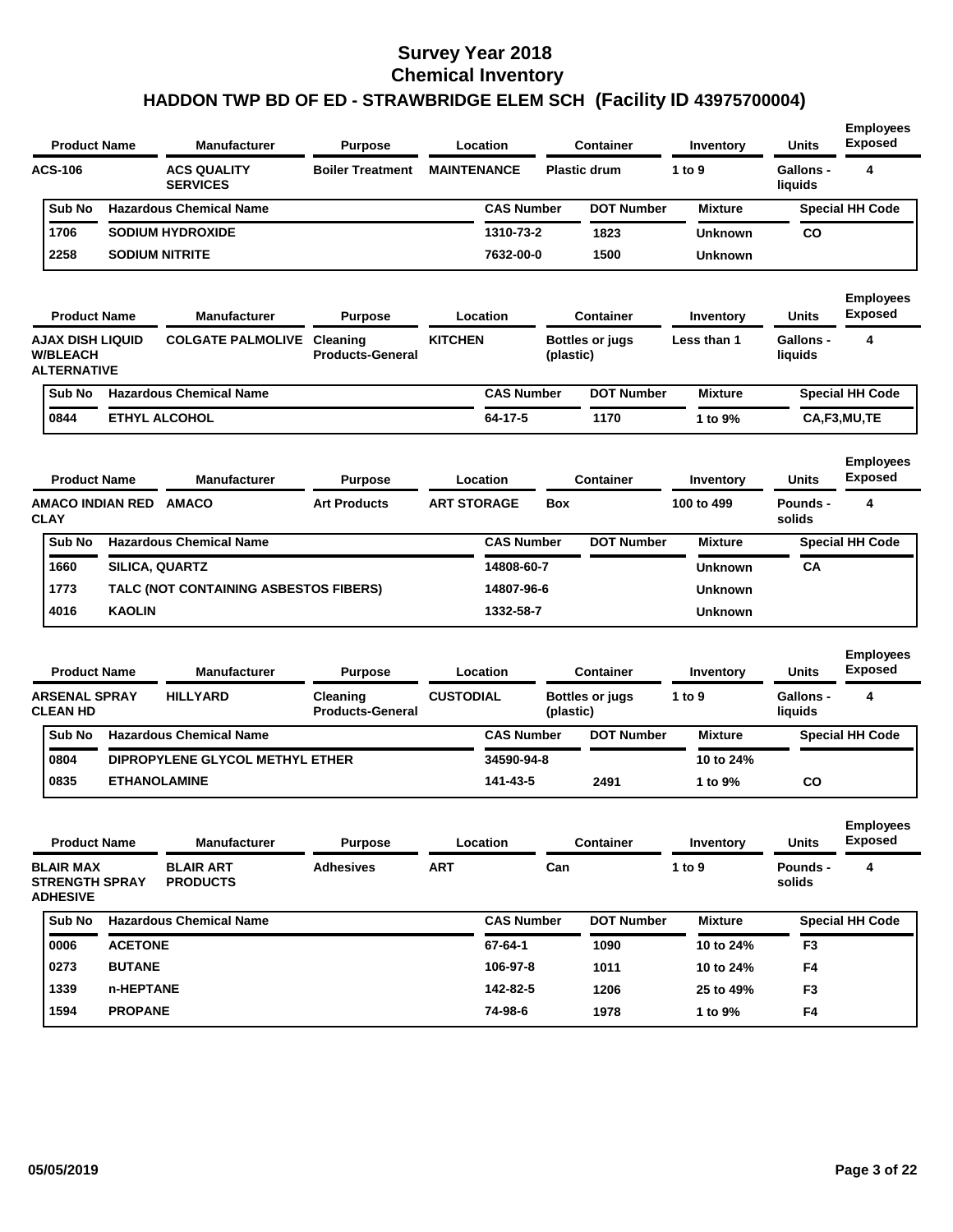# Survey Year 2018
# Chemical Inventory
## HADDON TWP BD OF ED - STRAWBRIDGE ELEM SCH (Facility ID 43975700004)

| Product Name | Manufacturer | Purpose | Location | Container | Inventory | Units | Employees Exposed |
|---|---|---|---|---|---|---|---|
| ACS-106 | ACS QUALITY SERVICES | Boiler Treatment | MAINTENANCE | Plastic drum | 1 to 9 | Gallons - liquids | 4 |

| Sub No | Hazardous Chemical Name | CAS Number | DOT Number | Mixture | Special HH Code |
|---|---|---|---|---|---|
| 1706 | SODIUM HYDROXIDE | 1310-73-2 | 1823 | Unknown | CO |
| 2258 | SODIUM NITRITE | 7632-00-0 | 1500 | Unknown | |

| Product Name | Manufacturer | Purpose | Location | Container | Inventory | Units | Employees Exposed |
|---|---|---|---|---|---|---|---|
| AJAX DISH LIQUID W/BLEACH ALTERNATIVE | COLGATE PALMOLIVE | Cleaning Products-General | KITCHEN | Bottles or jugs (plastic) | Less than 1 | Gallons - liquids | 4 |

| Sub No | Hazardous Chemical Name | CAS Number | DOT Number | Mixture | Special HH Code |
|---|---|---|---|---|---|
| 0844 | ETHYL ALCOHOL | 64-17-5 | 1170 | 1 to 9% | CA,F3,MU,TE |

| Product Name | Manufacturer | Purpose | Location | Container | Inventory | Units | Employees Exposed |
|---|---|---|---|---|---|---|---|
| AMACO INDIAN RED CLAY | AMACO | Art Products | ART STORAGE | Box | 100 to 499 | Pounds - solids | 4 |

| Sub No | Hazardous Chemical Name | CAS Number | DOT Number | Mixture | Special HH Code |
|---|---|---|---|---|---|
| 1660 | SILICA, QUARTZ | 14808-60-7 | | Unknown | CA |
| 1773 | TALC (NOT CONTAINING ASBESTOS FIBERS) | 14807-96-6 | | Unknown | |
| 4016 | KAOLIN | 1332-58-7 | | Unknown | |

| Product Name | Manufacturer | Purpose | Location | Container | Inventory | Units | Employees Exposed |
|---|---|---|---|---|---|---|---|
| ARSENAL SPRAY CLEAN HD | HILLYARD | Cleaning Products-General | CUSTODIAL | Bottles or jugs (plastic) | 1 to 9 | Gallons - liquids | 4 |

| Sub No | Hazardous Chemical Name | CAS Number | DOT Number | Mixture | Special HH Code |
|---|---|---|---|---|---|
| 0804 | DIPROPYLENE GLYCOL METHYL ETHER | 34590-94-8 | | 10 to 24% | |
| 0835 | ETHANOLAMINE | 141-43-5 | 2491 | 1 to 9% | CO |

| Product Name | Manufacturer | Purpose | Location | Container | Inventory | Units | Employees Exposed |
|---|---|---|---|---|---|---|---|
| BLAIR MAX STRENGTH SPRAY ADHESIVE | BLAIR ART PRODUCTS | Adhesives | ART | Can | 1 to 9 | Pounds - solids | 4 |

| Sub No | Hazardous Chemical Name | CAS Number | DOT Number | Mixture | Special HH Code |
|---|---|---|---|---|---|
| 0006 | ACETONE | 67-64-1 | 1090 | 10 to 24% | F3 |
| 0273 | BUTANE | 106-97-8 | 1011 | 10 to 24% | F4 |
| 1339 | n-HEPTANE | 142-82-5 | 1206 | 25 to 49% | F3 |
| 1594 | PROPANE | 74-98-6 | 1978 | 1 to 9% | F4 |

05/05/2019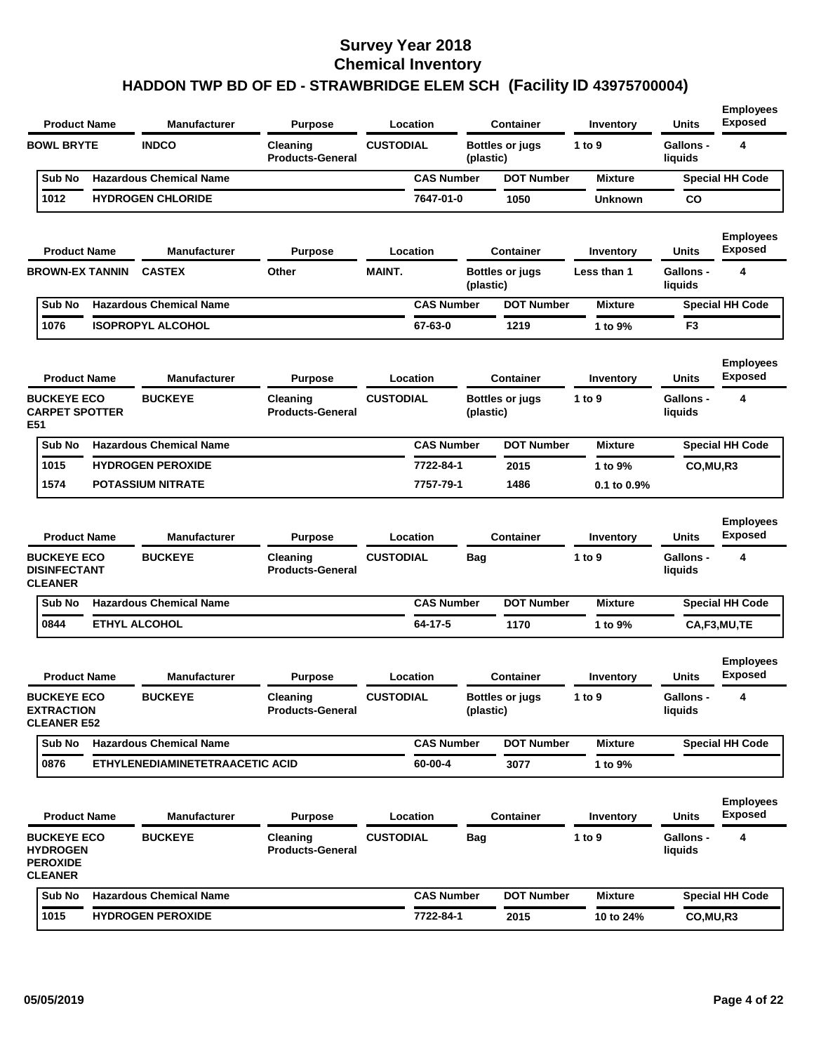# Survey Year 2018
# Chemical Inventory
## HADDON TWP BD OF ED - STRAWBRIDGE ELEM SCH (Facility ID 43975700004)

| Product Name | Manufacturer | Purpose | Location | Container | Inventory | Units | Employees Exposed |
|---|---|---|---|---|---|---|---|
| BOWL BRYTE | INDCO | Cleaning Products-General | CUSTODIAL | Bottles or jugs (plastic) | 1 to 9 | Gallons - liquids | 4 |

| Sub No | Hazardous Chemical Name | CAS Number | DOT Number | Mixture | Special HH Code |
|---|---|---|---|---|---|
| 1012 | HYDROGEN CHLORIDE | 7647-01-0 | 1050 | Unknown | CO |

| Product Name | Manufacturer | Purpose | Location | Container | Inventory | Units | Employees Exposed |
|---|---|---|---|---|---|---|---|
| BROWN-EX TANNIN | CASTEX | Other | MAINT. | Bottles or jugs (plastic) | Less than 1 | Gallons - liquids | 4 |

| Sub No | Hazardous Chemical Name | CAS Number | DOT Number | Mixture | Special HH Code |
|---|---|---|---|---|---|
| 1076 | ISOPROPYL ALCOHOL | 67-63-0 | 1219 | 1 to 9% | F3 |

| Product Name | Manufacturer | Purpose | Location | Container | Inventory | Units | Employees Exposed |
|---|---|---|---|---|---|---|---|
| BUCKEYE ECO CARPET SPOTTER E51 | BUCKEYE | Cleaning Products-General | CUSTODIAL | Bottles or jugs (plastic) | 1 to 9 | Gallons - liquids | 4 |

| Sub No | Hazardous Chemical Name | CAS Number | DOT Number | Mixture | Special HH Code |
|---|---|---|---|---|---|
| 1015 | HYDROGEN PEROXIDE | 7722-84-1 | 2015 | 1 to 9% | CO,MU,R3 |
| 1574 | POTASSIUM NITRATE | 7757-79-1 | 1486 | 0.1 to 0.9% | |

| Product Name | Manufacturer | Purpose | Location | Container | Inventory | Units | Employees Exposed |
|---|---|---|---|---|---|---|---|
| BUCKEYE ECO DISINFECTANT CLEANER | BUCKEYE | Cleaning Products-General | CUSTODIAL | Bag | 1 to 9 | Gallons - liquids | 4 |

| Sub No | Hazardous Chemical Name | CAS Number | DOT Number | Mixture | Special HH Code |
|---|---|---|---|---|---|
| 0844 | ETHYL ALCOHOL | 64-17-5 | 1170 | 1 to 9% | CA,F3,MU,TE |

| Product Name | Manufacturer | Purpose | Location | Container | Inventory | Units | Employees Exposed |
|---|---|---|---|---|---|---|---|
| BUCKEYE ECO EXTRACTION CLEANER E52 | BUCKEYE | Cleaning Products-General | CUSTODIAL | Bottles or jugs (plastic) | 1 to 9 | Gallons - liquids | 4 |

| Sub No | Hazardous Chemical Name | CAS Number | DOT Number | Mixture | Special HH Code |
|---|---|---|---|---|---|
| 0876 | ETHYLENEDIAMINETETRAACETIC ACID | 60-00-4 | 3077 | 1 to 9% | |

| Product Name | Manufacturer | Purpose | Location | Container | Inventory | Units | Employees Exposed |
|---|---|---|---|---|---|---|---|
| BUCKEYE ECO HYDROGEN PEROXIDE CLEANER | BUCKEYE | Cleaning Products-General | CUSTODIAL | Bag | 1 to 9 | Gallons - liquids | 4 |

| Sub No | Hazardous Chemical Name | CAS Number | DOT Number | Mixture | Special HH Code |
|---|---|---|---|---|---|
| 1015 | HYDROGEN PEROXIDE | 7722-84-1 | 2015 | 10 to 24% | CO,MU,R3 |

05/05/2019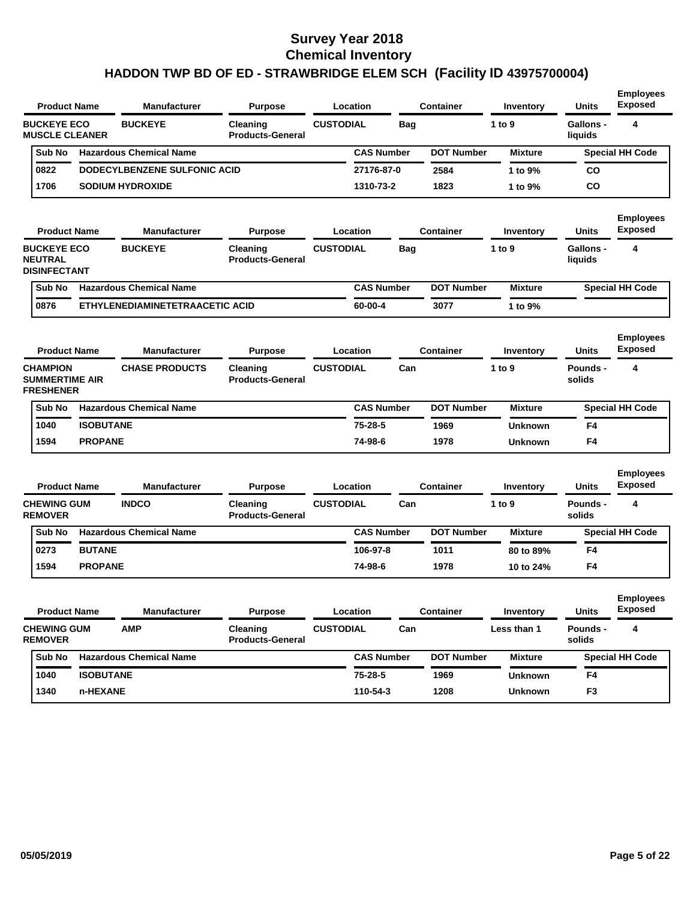# Survey Year 2018
# Chemical Inventory
# HADDON TWP BD OF ED - STRAWBRIDGE ELEM SCH (Facility ID 43975700004)

| Product Name | Manufacturer | Purpose | Location | Container | Inventory | Units | Employees Exposed |
|---|---|---|---|---|---|---|---|
| BUCKEYE ECO MUSCLE CLEANER | BUCKEYE | Cleaning Products-General | CUSTODIAL | Bag | 1 to 9 | Gallons - liquids | 4 |

| Sub No | Hazardous Chemical Name | CAS Number | DOT Number | Mixture | Special HH Code |
|---|---|---|---|---|---|
| 0822 | DODECYLBENZENE SULFONIC ACID | 27176-87-0 | 2584 | 1 to 9% | CO |
| 1706 | SODIUM HYDROXIDE | 1310-73-2 | 1823 | 1 to 9% | CO |

| Product Name | Manufacturer | Purpose | Location | Container | Inventory | Units | Employees Exposed |
|---|---|---|---|---|---|---|---|
| BUCKEYE ECO NEUTRAL DISINFECTANT | BUCKEYE | Cleaning Products-General | CUSTODIAL | Bag | 1 to 9 | Gallons - liquids | 4 |

| Sub No | Hazardous Chemical Name | CAS Number | DOT Number | Mixture | Special HH Code |
|---|---|---|---|---|---|
| 0876 | ETHYLENEDIAMINETETRAACETIC ACID | 60-00-4 | 3077 | 1 to 9% | |

| Product Name | Manufacturer | Purpose | Location | Container | Inventory | Units | Employees Exposed |
|---|---|---|---|---|---|---|---|
| CHAMPION SUMMERTIME AIR FRESHENER | CHASE PRODUCTS | Cleaning Products-General | CUSTODIAL | Can | 1 to 9 | Pounds - solids | 4 |

| Sub No | Hazardous Chemical Name | CAS Number | DOT Number | Mixture | Special HH Code |
|---|---|---|---|---|---|
| 1040 | ISOBUTANE | 75-28-5 | 1969 | Unknown | F4 |
| 1594 | PROPANE | 74-98-6 | 1978 | Unknown | F4 |

| Product Name | Manufacturer | Purpose | Location | Container | Inventory | Units | Employees Exposed |
|---|---|---|---|---|---|---|---|
| CHEWING GUM REMOVER | INDCO | Cleaning Products-General | CUSTODIAL | Can | 1 to 9 | Pounds - solids | 4 |

| Sub No | Hazardous Chemical Name | CAS Number | DOT Number | Mixture | Special HH Code |
|---|---|---|---|---|---|
| 0273 | BUTANE | 106-97-8 | 1011 | 80 to 89% | F4 |
| 1594 | PROPANE | 74-98-6 | 1978 | 10 to 24% | F4 |

| Product Name | Manufacturer | Purpose | Location | Container | Inventory | Units | Employees Exposed |
|---|---|---|---|---|---|---|---|
| CHEWING GUM REMOVER | AMP | Cleaning Products-General | CUSTODIAL | Can | Less than 1 | Pounds - solids | 4 |

| Sub No | Hazardous Chemical Name | CAS Number | DOT Number | Mixture | Special HH Code |
|---|---|---|---|---|---|
| 1040 | ISOBUTANE | 75-28-5 | 1969 | Unknown | F4 |
| 1340 | n-HEXANE | 110-54-3 | 1208 | Unknown | F3 |

05/05/2019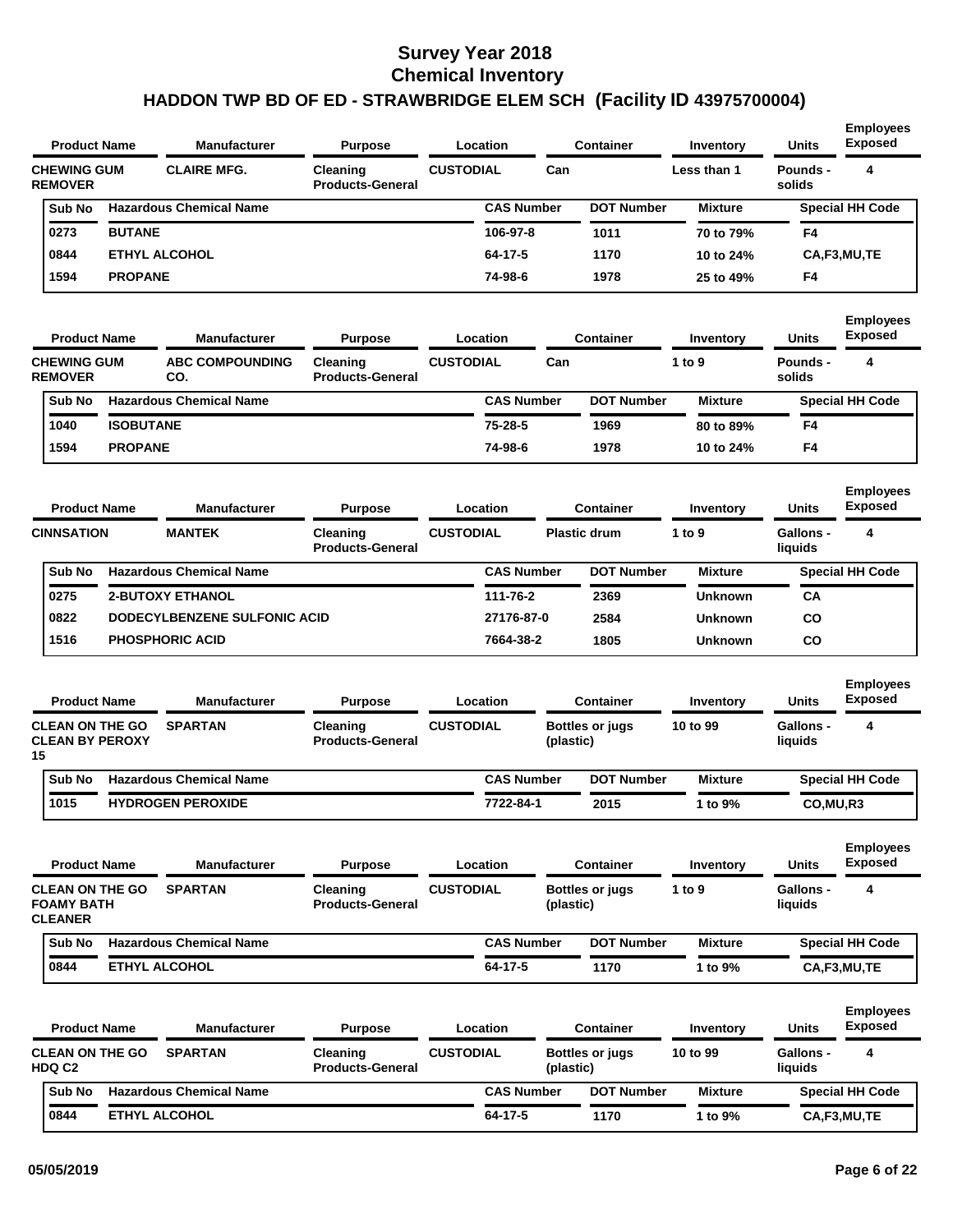# Survey Year 2018
# Chemical Inventory
## HADDON TWP BD OF ED - STRAWBRIDGE ELEM SCH (Facility ID 43975700004)

| Product Name | Manufacturer | Purpose | Location | Container | Inventory | Units | Employees Exposed |
|---|---|---|---|---|---|---|---|
| CHEWING GUM REMOVER | CLAIRE MFG. | Cleaning Products-General | CUSTODIAL | Can | Less than 1 | Pounds - solids | 4 |

| Sub No | Hazardous Chemical Name | CAS Number | DOT Number | Mixture | Special HH Code |
|---|---|---|---|---|---|
| 0273 | BUTANE | 106-97-8 | 1011 | 70 to 79% | F4 |
| 0844 | ETHYL ALCOHOL | 64-17-5 | 1170 | 10 to 24% | CA,F3,MU,TE |
| 1594 | PROPANE | 74-98-6 | 1978 | 25 to 49% | F4 |

| Product Name | Manufacturer | Purpose | Location | Container | Inventory | Units | Employees Exposed |
|---|---|---|---|---|---|---|---|
| CHEWING GUM REMOVER | ABC COMPOUNDING CO. | Cleaning Products-General | CUSTODIAL | Can | 1 to 9 | Pounds - solids | 4 |

| Sub No | Hazardous Chemical Name | CAS Number | DOT Number | Mixture | Special HH Code |
|---|---|---|---|---|---|
| 1040 | ISOBUTANE | 75-28-5 | 1969 | 80 to 89% | F4 |
| 1594 | PROPANE | 74-98-6 | 1978 | 10 to 24% | F4 |

| Product Name | Manufacturer | Purpose | Location | Container | Inventory | Units | Employees Exposed |
|---|---|---|---|---|---|---|---|
| CINNSATION | MANTEK | Cleaning Products-General | CUSTODIAL | Plastic drum | 1 to 9 | Gallons - liquids | 4 |

| Sub No | Hazardous Chemical Name | CAS Number | DOT Number | Mixture | Special HH Code |
|---|---|---|---|---|---|
| 0275 | 2-BUTOXY ETHANOL | 111-76-2 | 2369 | Unknown | CA |
| 0822 | DODECYLBENZENE SULFONIC ACID | 27176-87-0 | 2584 | Unknown | CO |
| 1516 | PHOSPHORIC ACID | 7664-38-2 | 1805 | Unknown | CO |

| Product Name | Manufacturer | Purpose | Location | Container | Inventory | Units | Employees Exposed |
|---|---|---|---|---|---|---|---|
| CLEAN ON THE GO CLEAN BY PEROXY 15 | SPARTAN | Cleaning Products-General | CUSTODIAL | Bottles or jugs (plastic) | 10 to 99 | Gallons - liquids | 4 |

| Sub No | Hazardous Chemical Name | CAS Number | DOT Number | Mixture | Special HH Code |
|---|---|---|---|---|---|
| 1015 | HYDROGEN PEROXIDE | 7722-84-1 | 2015 | 1 to 9% | CO,MU,R3 |

| Product Name | Manufacturer | Purpose | Location | Container | Inventory | Units | Employees Exposed |
|---|---|---|---|---|---|---|---|
| CLEAN ON THE GO FOAMY BATH CLEANER | SPARTAN | Cleaning Products-General | CUSTODIAL | Bottles or jugs (plastic) | 1 to 9 | Gallons - liquids | 4 |

| Sub No | Hazardous Chemical Name | CAS Number | DOT Number | Mixture | Special HH Code |
|---|---|---|---|---|---|
| 0844 | ETHYL ALCOHOL | 64-17-5 | 1170 | 1 to 9% | CA,F3,MU,TE |

| Product Name | Manufacturer | Purpose | Location | Container | Inventory | Units | Employees Exposed |
|---|---|---|---|---|---|---|---|
| CLEAN ON THE GO HDQ C2 | SPARTAN | Cleaning Products-General | CUSTODIAL | Bottles or jugs (plastic) | 10 to 99 | Gallons - liquids | 4 |

| Sub No | Hazardous Chemical Name | CAS Number | DOT Number | Mixture | Special HH Code |
|---|---|---|---|---|---|
| 0844 | ETHYL ALCOHOL | 64-17-5 | 1170 | 1 to 9% | CA,F3,MU,TE |

05/05/2019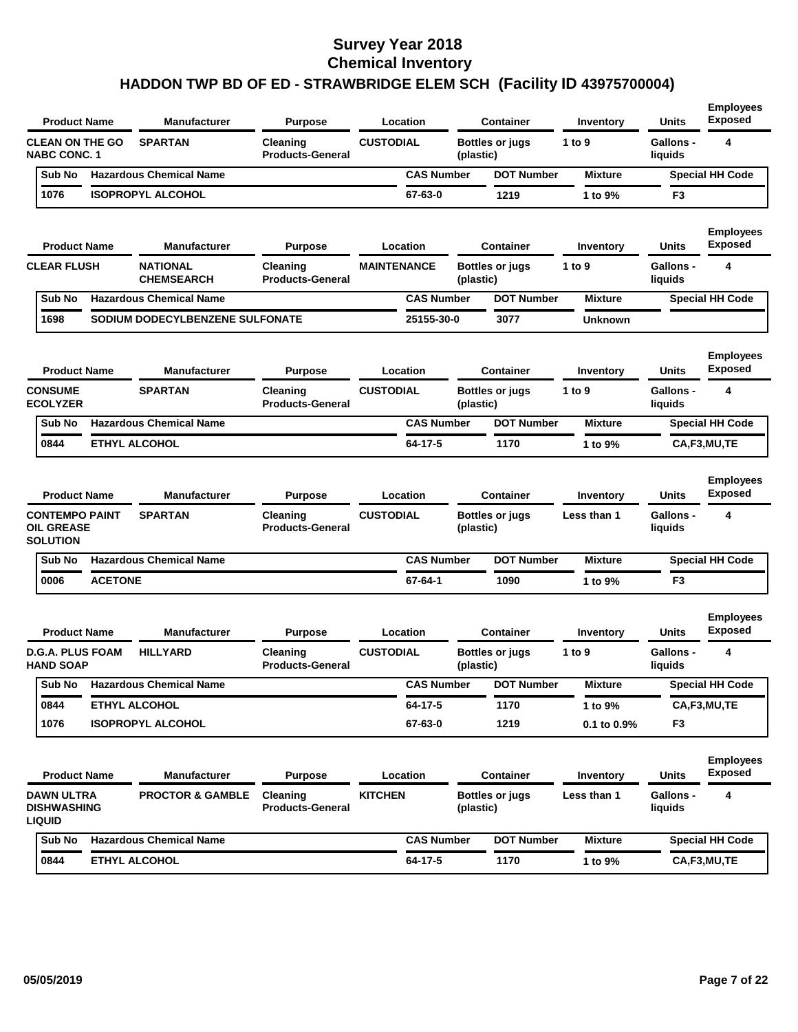# Survey Year 2018
# Chemical Inventory
## HADDON TWP BD OF ED - STRAWBRIDGE ELEM SCH (Facility ID 43975700004)

| Product Name | Manufacturer | Purpose | Location | Container | Inventory | Units | Employees Exposed |
|---|---|---|---|---|---|---|---|
| CLEAN ON THE GO NABC CONC. 1 | SPARTAN | Cleaning Products-General | CUSTODIAL | Bottles or jugs (plastic) | 1 to 9 | Gallons - liquids | 4 |

| Sub No | Hazardous Chemical Name | CAS Number | DOT Number | Mixture | Special HH Code |
|---|---|---|---|---|---|
| 1076 | ISOPROPYL ALCOHOL | 67-63-0 | 1219 | 1 to 9% | F3 |

| Product Name | Manufacturer | Purpose | Location | Container | Inventory | Units | Employees Exposed |
|---|---|---|---|---|---|---|---|
| CLEAR FLUSH | NATIONAL CHEMSEARCH | Cleaning Products-General | MAINTENANCE | Bottles or jugs (plastic) | 1 to 9 | Gallons - liquids | 4 |

| Sub No | Hazardous Chemical Name | CAS Number | DOT Number | Mixture | Special HH Code |
|---|---|---|---|---|---|
| 1698 | SODIUM DODECYLBENZENE SULFONATE | 25155-30-0 | 3077 | Unknown | |

| Product Name | Manufacturer | Purpose | Location | Container | Inventory | Units | Employees Exposed |
|---|---|---|---|---|---|---|---|
| CONSUME ECOLYZER | SPARTAN | Cleaning Products-General | CUSTODIAL | Bottles or jugs (plastic) | 1 to 9 | Gallons - liquids | 4 |

| Sub No | Hazardous Chemical Name | CAS Number | DOT Number | Mixture | Special HH Code |
|---|---|---|---|---|---|
| 0844 | ETHYL ALCOHOL | 64-17-5 | 1170 | 1 to 9% | CA,F3,MU,TE |

| Product Name | Manufacturer | Purpose | Location | Container | Inventory | Units | Employees Exposed |
|---|---|---|---|---|---|---|---|
| CONTEMPO PAINT OIL GREASE SOLUTION | SPARTAN | Cleaning Products-General | CUSTODIAL | Bottles or jugs (plastic) | Less than 1 | Gallons - liquids | 4 |

| Sub No | Hazardous Chemical Name | CAS Number | DOT Number | Mixture | Special HH Code |
|---|---|---|---|---|---|
| 0006 | ACETONE | 67-64-1 | 1090 | 1 to 9% | F3 |

| Product Name | Manufacturer | Purpose | Location | Container | Inventory | Units | Employees Exposed |
|---|---|---|---|---|---|---|---|
| D.G.A. PLUS FOAM HAND SOAP | HILLYARD | Cleaning Products-General | CUSTODIAL | Bottles or jugs (plastic) | 1 to 9 | Gallons - liquids | 4 |

| Sub No | Hazardous Chemical Name | CAS Number | DOT Number | Mixture | Special HH Code |
|---|---|---|---|---|---|
| 0844 | ETHYL ALCOHOL | 64-17-5 | 1170 | 1 to 9% | CA,F3,MU,TE |
| 1076 | ISOPROPYL ALCOHOL | 67-63-0 | 1219 | 0.1 to 0.9% | F3 |

| Product Name | Manufacturer | Purpose | Location | Container | Inventory | Units | Employees Exposed |
|---|---|---|---|---|---|---|---|
| DAWN ULTRA DISHWASHING LIQUID | PROCTOR & GAMBLE | Cleaning Products-General | KITCHEN | Bottles or jugs (plastic) | Less than 1 | Gallons - liquids | 4 |

| Sub No | Hazardous Chemical Name | CAS Number | DOT Number | Mixture | Special HH Code |
|---|---|---|---|---|---|
| 0844 | ETHYL ALCOHOL | 64-17-5 | 1170 | 1 to 9% | CA,F3,MU,TE |

05/05/2019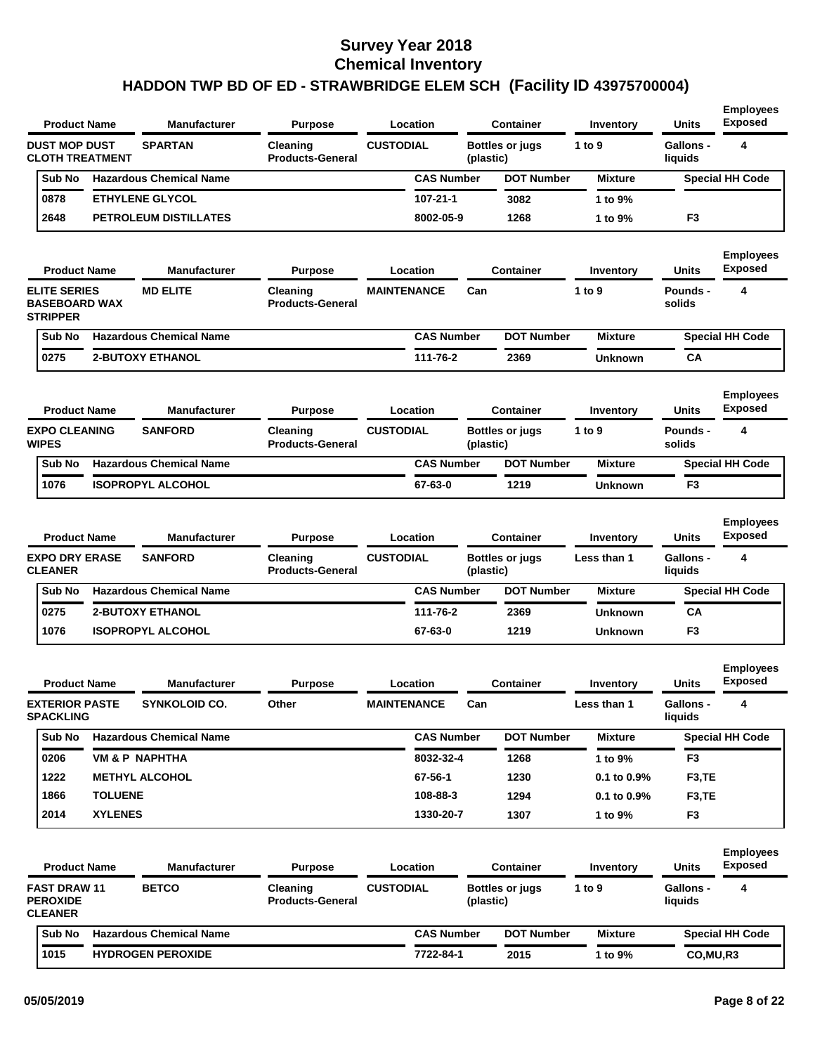# Survey Year 2018
# Chemical Inventory
## HADDON TWP BD OF ED - STRAWBRIDGE ELEM SCH (Facility ID 43975700004)

| Product Name | Manufacturer | Purpose | Location | Container | Inventory | Units | Employees Exposed |
|---|---|---|---|---|---|---|---|
| DUST MOP DUST CLOTH TREATMENT | SPARTAN | Cleaning Products-General | CUSTODIAL | Bottles or jugs (plastic) | 1 to 9 | Gallons - liquids | 4 |

| Sub No | Hazardous Chemical Name | CAS Number | DOT Number | Mixture | Special HH Code |
|---|---|---|---|---|---|
| 0878 | ETHYLENE GLYCOL | 107-21-1 | 3082 | 1 to 9% | |
| 2648 | PETROLEUM DISTILLATES | 8002-05-9 | 1268 | 1 to 9% | F3 |

| Product Name | Manufacturer | Purpose | Location | Container | Inventory | Units | Employees Exposed |
|---|---|---|---|---|---|---|---|
| ELITE SERIES BASEBOARD WAX STRIPPER | MD ELITE | Cleaning Products-General | MAINTENANCE | Can | 1 to 9 | Pounds - solids | 4 |

| Sub No | Hazardous Chemical Name | CAS Number | DOT Number | Mixture | Special HH Code |
|---|---|---|---|---|---|
| 0275 | 2-BUTOXY ETHANOL | 111-76-2 | 2369 | Unknown | CA |

| Product Name | Manufacturer | Purpose | Location | Container | Inventory | Units | Employees Exposed |
|---|---|---|---|---|---|---|---|
| EXPO CLEANING WIPES | SANFORD | Cleaning Products-General | CUSTODIAL | Bottles or jugs (plastic) | 1 to 9 | Pounds - solids | 4 |

| Sub No | Hazardous Chemical Name | CAS Number | DOT Number | Mixture | Special HH Code |
|---|---|---|---|---|---|
| 1076 | ISOPROPYL ALCOHOL | 67-63-0 | 1219 | Unknown | F3 |

| Product Name | Manufacturer | Purpose | Location | Container | Inventory | Units | Employees Exposed |
|---|---|---|---|---|---|---|---|
| EXPO DRY ERASE CLEANER | SANFORD | Cleaning Products-General | CUSTODIAL | Bottles or jugs (plastic) | Less than 1 | Gallons - liquids | 4 |

| Sub No | Hazardous Chemical Name | CAS Number | DOT Number | Mixture | Special HH Code |
|---|---|---|---|---|---|
| 0275 | 2-BUTOXY ETHANOL | 111-76-2 | 2369 | Unknown | CA |
| 1076 | ISOPROPYL ALCOHOL | 67-63-0 | 1219 | Unknown | F3 |

| Product Name | Manufacturer | Purpose | Location | Container | Inventory | Units | Employees Exposed |
|---|---|---|---|---|---|---|---|
| EXTERIOR PASTE SPACKLING | SYNKOLOID CO. | Other | MAINTENANCE | Can | Less than 1 | Gallons - liquids | 4 |

| Sub No | Hazardous Chemical Name | CAS Number | DOT Number | Mixture | Special HH Code |
|---|---|---|---|---|---|
| 0206 | VM & P NAPHTHA | 8032-32-4 | 1268 | 1 to 9% | F3 |
| 1222 | METHYL ALCOHOL | 67-56-1 | 1230 | 0.1 to 0.9% | F3,TE |
| 1866 | TOLUENE | 108-88-3 | 1294 | 0.1 to 0.9% | F3,TE |
| 2014 | XYLENES | 1330-20-7 | 1307 | 1 to 9% | F3 |

| Product Name | Manufacturer | Purpose | Location | Container | Inventory | Units | Employees Exposed |
|---|---|---|---|---|---|---|---|
| FAST DRAW 11 PEROXIDE CLEANER | BETCO | Cleaning Products-General | CUSTODIAL | Bottles or jugs (plastic) | 1 to 9 | Gallons - liquids | 4 |

| Sub No | Hazardous Chemical Name | CAS Number | DOT Number | Mixture | Special HH Code |
|---|---|---|---|---|---|
| 1015 | HYDROGEN PEROXIDE | 7722-84-1 | 2015 | 1 to 9% | CO,MU,R3 |

05/05/2019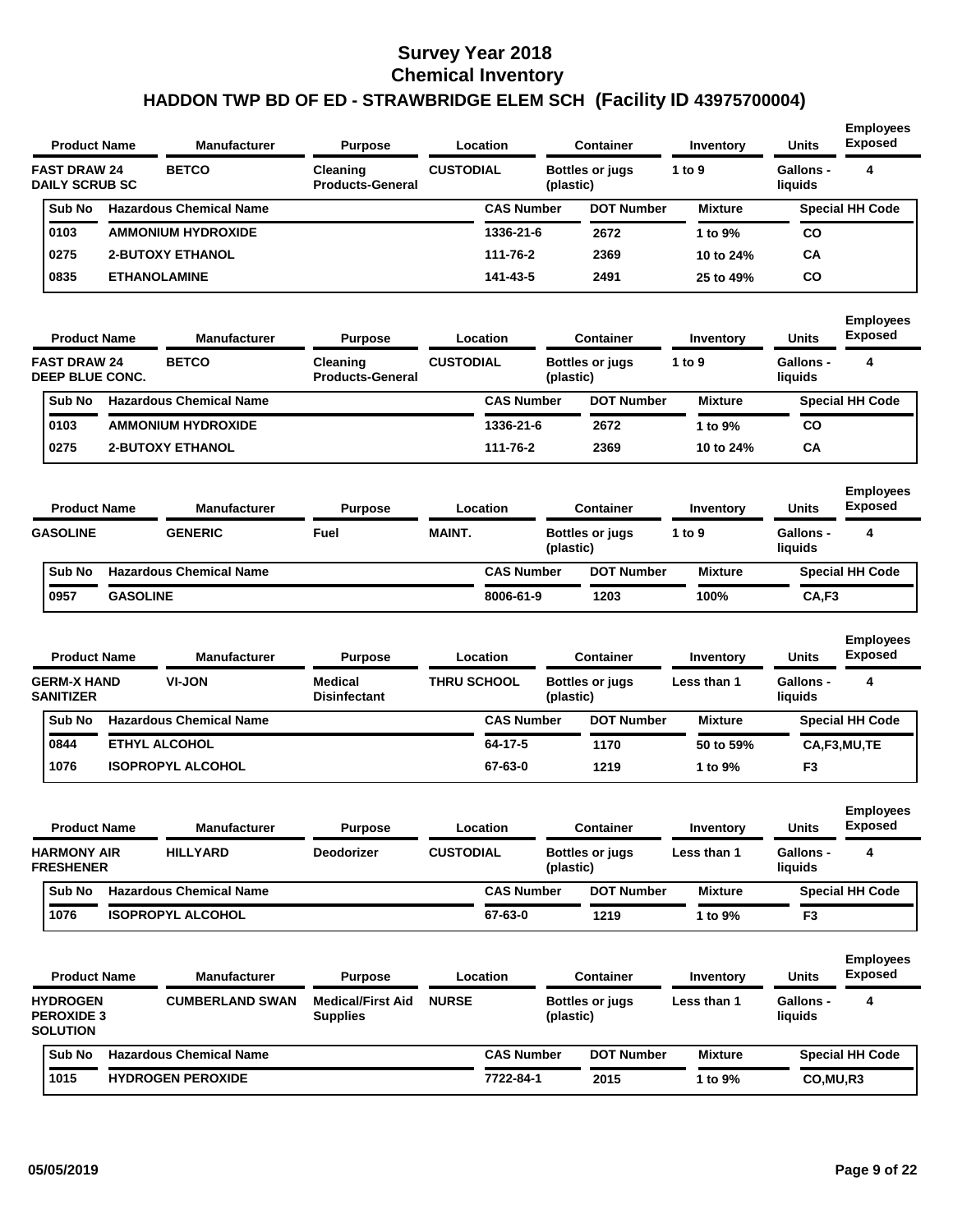# Survey Year 2018
## Chemical Inventory
## HADDON TWP BD OF ED - STRAWBRIDGE ELEM SCH (Facility ID 43975700004)

| Product Name | Manufacturer | Purpose | Location | Container | Inventory | Units | Employees Exposed |
|---|---|---|---|---|---|---|---|
| FAST DRAW 24 DAILY SCRUB SC | BETCO | Cleaning Products-General | CUSTODIAL | Bottles or jugs (plastic) | 1 to 9 | Gallons - liquids | 4 |

| Sub No | Hazardous Chemical Name | CAS Number | DOT Number | Mixture | Special HH Code |
|---|---|---|---|---|---|
| 0103 | AMMONIUM HYDROXIDE | 1336-21-6 | 2672 | 1 to 9% | CO |
| 0275 | 2-BUTOXY ETHANOL | 111-76-2 | 2369 | 10 to 24% | CA |
| 0835 | ETHANOLAMINE | 141-43-5 | 2491 | 25 to 49% | CO |

| Product Name | Manufacturer | Purpose | Location | Container | Inventory | Units | Employees Exposed |
|---|---|---|---|---|---|---|---|
| FAST DRAW 24 DEEP BLUE CONC. | BETCO | Cleaning Products-General | CUSTODIAL | Bottles or jugs (plastic) | 1 to 9 | Gallons - liquids | 4 |

| Sub No | Hazardous Chemical Name | CAS Number | DOT Number | Mixture | Special HH Code |
|---|---|---|---|---|---|
| 0103 | AMMONIUM HYDROXIDE | 1336-21-6 | 2672 | 1 to 9% | CO |
| 0275 | 2-BUTOXY ETHANOL | 111-76-2 | 2369 | 10 to 24% | CA |

| Product Name | Manufacturer | Purpose | Location | Container | Inventory | Units | Employees Exposed |
|---|---|---|---|---|---|---|---|
| GASOLINE | GENERIC | Fuel | MAINT. | Bottles or jugs (plastic) | 1 to 9 | Gallons - liquids | 4 |

| Sub No | Hazardous Chemical Name | CAS Number | DOT Number | Mixture | Special HH Code |
|---|---|---|---|---|---|
| 0957 | GASOLINE | 8006-61-9 | 1203 | 100% | CA,F3 |

| Product Name | Manufacturer | Purpose | Location | Container | Inventory | Units | Employees Exposed |
|---|---|---|---|---|---|---|---|
| GERM-X HAND SANITIZER | VI-JON | Medical Disinfectant | THRU SCHOOL | Bottles or jugs (plastic) | Less than 1 | Gallons - liquids | 4 |

| Sub No | Hazardous Chemical Name | CAS Number | DOT Number | Mixture | Special HH Code |
|---|---|---|---|---|---|
| 0844 | ETHYL ALCOHOL | 64-17-5 | 1170 | 50 to 59% | CA,F3,MU,TE |
| 1076 | ISOPROPYL ALCOHOL | 67-63-0 | 1219 | 1 to 9% | F3 |

| Product Name | Manufacturer | Purpose | Location | Container | Inventory | Units | Employees Exposed |
|---|---|---|---|---|---|---|---|
| HARMONY AIR FRESHENER | HILLYARD | Deodorizer | CUSTODIAL | Bottles or jugs (plastic) | Less than 1 | Gallons - liquids | 4 |

| Sub No | Hazardous Chemical Name | CAS Number | DOT Number | Mixture | Special HH Code |
|---|---|---|---|---|---|
| 1076 | ISOPROPYL ALCOHOL | 67-63-0 | 1219 | 1 to 9% | F3 |

| Product Name | Manufacturer | Purpose | Location | Container | Inventory | Units | Employees Exposed |
|---|---|---|---|---|---|---|---|
| HYDROGEN PEROXIDE 3 SOLUTION | CUMBERLAND SWAN | Medical/First Aid Supplies | NURSE | Bottles or jugs (plastic) | Less than 1 | Gallons - liquids | 4 |

| Sub No | Hazardous Chemical Name | CAS Number | DOT Number | Mixture | Special HH Code |
|---|---|---|---|---|---|
| 1015 | HYDROGEN PEROXIDE | 7722-84-1 | 2015 | 1 to 9% | CO,MU,R3 |

05/05/2019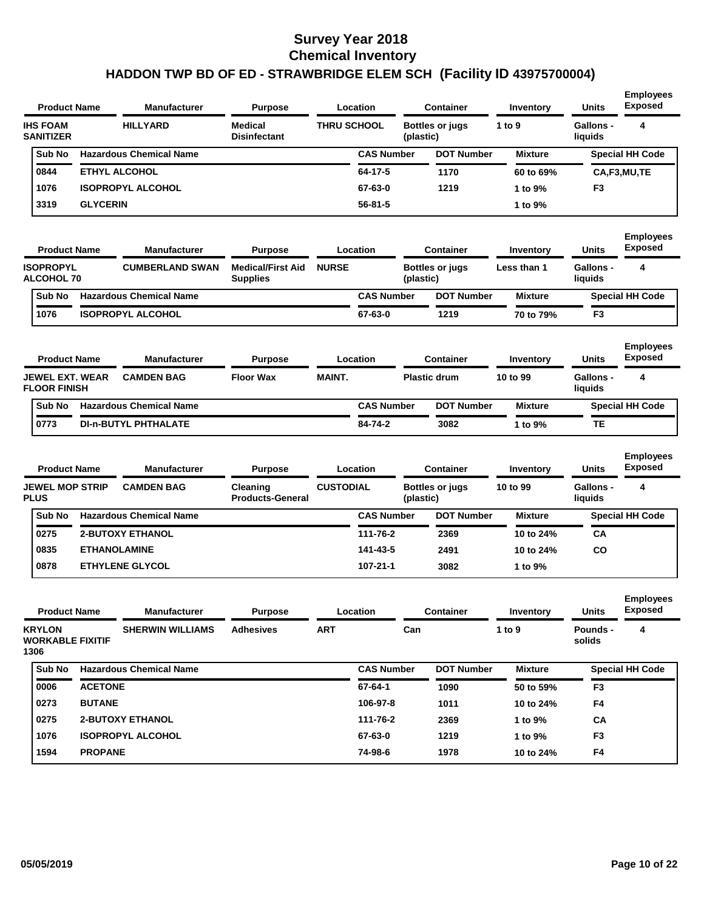# Survey Year 2018
# Chemical Inventory
## HADDON TWP BD OF ED - STRAWBRIDGE ELEM SCH (Facility ID 43975700004)

| Product Name | Manufacturer | Purpose | Location | Container | Inventory | Units | Employees Exposed |
|---|---|---|---|---|---|---|---|
| IHS FOAM SANITIZER | HILLYARD | Medical Disinfectant | THRU SCHOOL | Bottles or jugs (plastic) | 1 to 9 | Gallons - liquids | 4 |

| Sub No | Hazardous Chemical Name | CAS Number | DOT Number | Mixture | Special HH Code |
|---|---|---|---|---|---|
| 0844 | ETHYL ALCOHOL | 64-17-5 | 1170 | 60 to 69% | CA,F3,MU,TE |
| 1076 | ISOPROPYL ALCOHOL | 67-63-0 | 1219 | 1 to 9% | F3 |
| 3319 | GLYCERIN | 56-81-5 | | 1 to 9% | |

| Product Name | Manufacturer | Purpose | Location | Container | Inventory | Units | Employees Exposed |
|---|---|---|---|---|---|---|---|
| ISOPROPYL ALCOHOL 70 | CUMBERLAND SWAN | Medical/First Aid Supplies | NURSE | Bottles or jugs (plastic) | Less than 1 | Gallons - liquids | 4 |

| Sub No | Hazardous Chemical Name | CAS Number | DOT Number | Mixture | Special HH Code |
|---|---|---|---|---|---|
| 1076 | ISOPROPYL ALCOHOL | 67-63-0 | 1219 | 70 to 79% | F3 |

| Product Name | Manufacturer | Purpose | Location | Container | Inventory | Units | Employees Exposed |
|---|---|---|---|---|---|---|---|
| JEWEL EXT. WEAR FLOOR FINISH | CAMDEN BAG | Floor Wax | MAINT. | Plastic drum | 10 to 99 | Gallons - liquids | 4 |

| Sub No | Hazardous Chemical Name | CAS Number | DOT Number | Mixture | Special HH Code |
|---|---|---|---|---|---|
| 0773 | DI-n-BUTYL PHTHALATE | 84-74-2 | 3082 | 1 to 9% | TE |

| Product Name | Manufacturer | Purpose | Location | Container | Inventory | Units | Employees Exposed |
|---|---|---|---|---|---|---|---|
| JEWEL MOP STRIP PLUS | CAMDEN BAG | Cleaning Products-General | CUSTODIAL | Bottles or jugs (plastic) | 10 to 99 | Gallons - liquids | 4 |

| Sub No | Hazardous Chemical Name | CAS Number | DOT Number | Mixture | Special HH Code |
|---|---|---|---|---|---|
| 0275 | 2-BUTOXY ETHANOL | 111-76-2 | 2369 | 10 to 24% | CA |
| 0835 | ETHANOLAMINE | 141-43-5 | 2491 | 10 to 24% | CO |
| 0878 | ETHYLENE GLYCOL | 107-21-1 | 3082 | 1 to 9% | |

| Product Name | Manufacturer | Purpose | Location | Container | Inventory | Units | Employees Exposed |
|---|---|---|---|---|---|---|---|
| KRYLON WORKABLE FIXITIF 1306 | SHERWIN WILLIAMS | Adhesives | ART | Can | 1 to 9 | Pounds - solids | 4 |

| Sub No | Hazardous Chemical Name | CAS Number | DOT Number | Mixture | Special HH Code |
|---|---|---|---|---|---|
| 0006 | ACETONE | 67-64-1 | 1090 | 50 to 59% | F3 |
| 0273 | BUTANE | 106-97-8 | 1011 | 10 to 24% | F4 |
| 0275 | 2-BUTOXY ETHANOL | 111-76-2 | 2369 | 1 to 9% | CA |
| 1076 | ISOPROPYL ALCOHOL | 67-63-0 | 1219 | 1 to 9% | F3 |
| 1594 | PROPANE | 74-98-6 | 1978 | 10 to 24% | F4 |

05/05/2019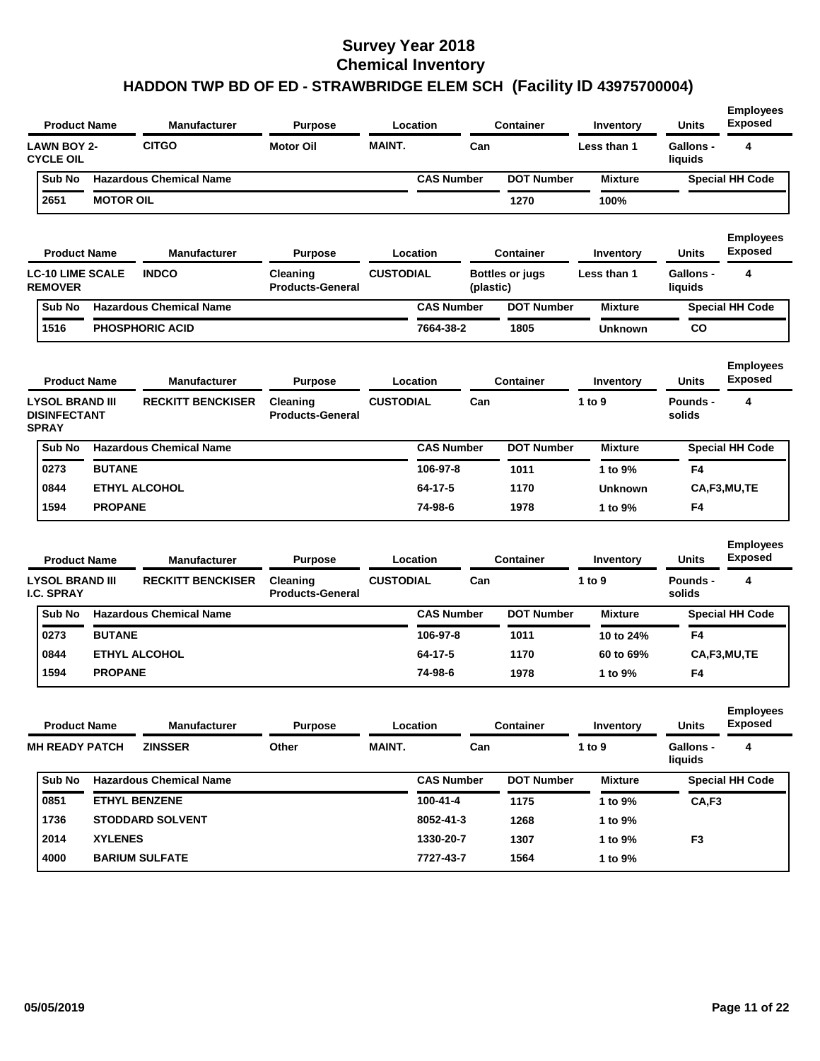# Survey Year 2018
# Chemical Inventory
## HADDON TWP BD OF ED - STRAWBRIDGE ELEM SCH (Facility ID 43975700004)

| Product Name | Manufacturer | Purpose | Location | Container | Inventory | Units | Employees Exposed |
|---|---|---|---|---|---|---|---|
| LAWN BOY 2-CYCLE OIL | CITGO | Motor Oil | MAINT. | Can | Less than 1 | Gallons - liquids | 4 |

| Sub No | Hazardous Chemical Name | CAS Number | DOT Number | Mixture | Special HH Code |
|---|---|---|---|---|---|
| 2651 | MOTOR OIL | | 1270 | 100% | |

| Product Name | Manufacturer | Purpose | Location | Container | Inventory | Units | Employees Exposed |
|---|---|---|---|---|---|---|---|
| LC-10 LIME SCALE REMOVER | INDCO | Cleaning Products-General | CUSTODIAL | Bottles or jugs (plastic) | Less than 1 | Gallons - liquids | 4 |

| Sub No | Hazardous Chemical Name | CAS Number | DOT Number | Mixture | Special HH Code |
|---|---|---|---|---|---|
| 1516 | PHOSPHORIC ACID | 7664-38-2 | 1805 | Unknown | CO |

| Product Name | Manufacturer | Purpose | Location | Container | Inventory | Units | Employees Exposed |
|---|---|---|---|---|---|---|---|
| LYSOL BRAND III DISINFECTANT SPRAY | RECKITT BENCKISER | Cleaning Products-General | CUSTODIAL | Can | 1 to 9 | Pounds - solids | 4 |

| Sub No | Hazardous Chemical Name | CAS Number | DOT Number | Mixture | Special HH Code |
|---|---|---|---|---|---|
| 0273 | BUTANE | 106-97-8 | 1011 | 1 to 9% | F4 |
| 0844 | ETHYL ALCOHOL | 64-17-5 | 1170 | Unknown | CA,F3,MU,TE |
| 1594 | PROPANE | 74-98-6 | 1978 | 1 to 9% | F4 |

| Product Name | Manufacturer | Purpose | Location | Container | Inventory | Units | Employees Exposed |
|---|---|---|---|---|---|---|---|
| LYSOL BRAND III I.C. SPRAY | RECKITT BENCKISER | Cleaning Products-General | CUSTODIAL | Can | 1 to 9 | Pounds - solids | 4 |

| Sub No | Hazardous Chemical Name | CAS Number | DOT Number | Mixture | Special HH Code |
|---|---|---|---|---|---|
| 0273 | BUTANE | 106-97-8 | 1011 | 10 to 24% | F4 |
| 0844 | ETHYL ALCOHOL | 64-17-5 | 1170 | 60 to 69% | CA,F3,MU,TE |
| 1594 | PROPANE | 74-98-6 | 1978 | 1 to 9% | F4 |

| Product Name | Manufacturer | Purpose | Location | Container | Inventory | Units | Employees Exposed |
|---|---|---|---|---|---|---|---|
| MH READY PATCH | ZINSSER | Other | MAINT. | Can | 1 to 9 | Gallons - liquids | 4 |

| Sub No | Hazardous Chemical Name | CAS Number | DOT Number | Mixture | Special HH Code |
|---|---|---|---|---|---|
| 0851 | ETHYL BENZENE | 100-41-4 | 1175 | 1 to 9% | CA,F3 |
| 1736 | STODDARD SOLVENT | 8052-41-3 | 1268 | 1 to 9% | |
| 2014 | XYLENES | 1330-20-7 | 1307 | 1 to 9% | F3 |
| 4000 | BARIUM SULFATE | 7727-43-7 | 1564 | 1 to 9% | |

05/05/2019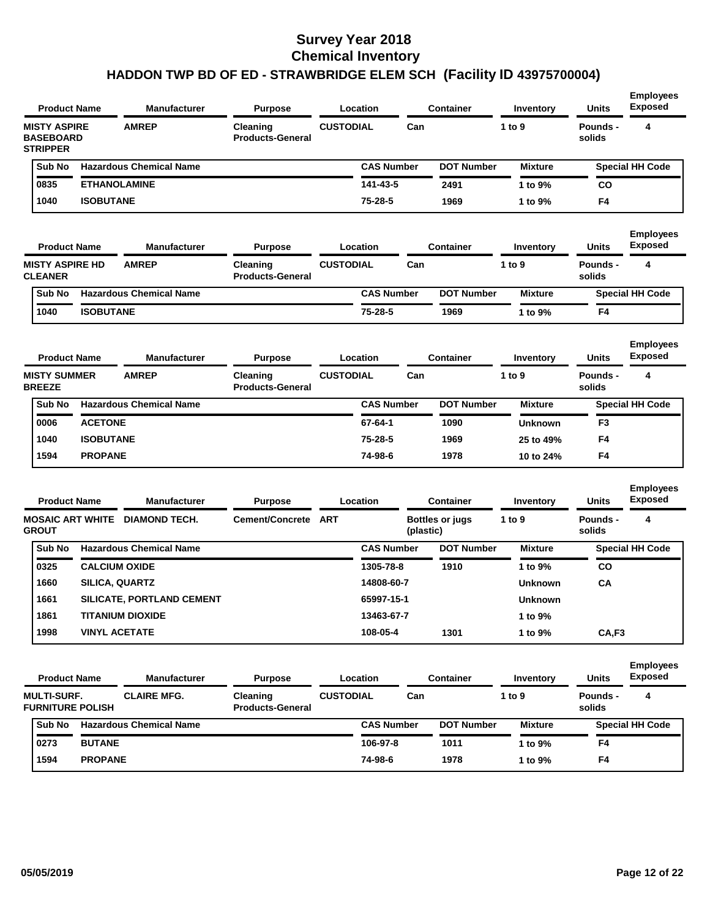# Survey Year 2018
# Chemical Inventory
## HADDON TWP BD OF ED - STRAWBRIDGE ELEM SCH (Facility ID 43975700004)

| Product Name | Manufacturer | Purpose | Location | Container | Inventory | Units | Employees Exposed |
|---|---|---|---|---|---|---|---|
| MISTY ASPIRE BASEBOARD STRIPPER | AMREP | Cleaning Products-General | CUSTODIAL | Can | 1 to 9 | Pounds - solids | 4 |

| Sub No | Hazardous Chemical Name | CAS Number | DOT Number | Mixture | Special HH Code |
|---|---|---|---|---|---|
| 0835 | ETHANOLAMINE | 141-43-5 | 2491 | 1 to 9% | CO |
| 1040 | ISOBUTANE | 75-28-5 | 1969 | 1 to 9% | F4 |

| Product Name | Manufacturer | Purpose | Location | Container | Inventory | Units | Employees Exposed |
|---|---|---|---|---|---|---|---|
| MISTY ASPIRE HD CLEANER | AMREP | Cleaning Products-General | CUSTODIAL | Can | 1 to 9 | Pounds - solids | 4 |

| Sub No | Hazardous Chemical Name | CAS Number | DOT Number | Mixture | Special HH Code |
|---|---|---|---|---|---|
| 1040 | ISOBUTANE | 75-28-5 | 1969 | 1 to 9% | F4 |

| Product Name | Manufacturer | Purpose | Location | Container | Inventory | Units | Employees Exposed |
|---|---|---|---|---|---|---|---|
| MISTY SUMMER BREEZE | AMREP | Cleaning Products-General | CUSTODIAL | Can | 1 to 9 | Pounds - solids | 4 |

| Sub No | Hazardous Chemical Name | CAS Number | DOT Number | Mixture | Special HH Code |
|---|---|---|---|---|---|
| 0006 | ACETONE | 67-64-1 | 1090 | Unknown | F3 |
| 1040 | ISOBUTANE | 75-28-5 | 1969 | 25 to 49% | F4 |
| 1594 | PROPANE | 74-98-6 | 1978 | 10 to 24% | F4 |

| Product Name | Manufacturer | Purpose | Location | Container | Inventory | Units | Employees Exposed |
|---|---|---|---|---|---|---|---|
| MOSAIC ART WHITE GROUT | DIAMOND TECH. | Cement/Concrete | ART | Bottles or jugs (plastic) | 1 to 9 | Pounds - solids | 4 |

| Sub No | Hazardous Chemical Name | CAS Number | DOT Number | Mixture | Special HH Code |
|---|---|---|---|---|---|
| 0325 | CALCIUM OXIDE | 1305-78-8 | 1910 | 1 to 9% | CO |
| 1660 | SILICA, QUARTZ | 14808-60-7 | | Unknown | CA |
| 1661 | SILICATE, PORTLAND CEMENT | 65997-15-1 | | Unknown | |
| 1861 | TITANIUM DIOXIDE | 13463-67-7 | | 1 to 9% | |
| 1998 | VINYL ACETATE | 108-05-4 | 1301 | 1 to 9% | CA,F3 |

| Product Name | Manufacturer | Purpose | Location | Container | Inventory | Units | Employees Exposed |
|---|---|---|---|---|---|---|---|
| MULTI-SURF. FURNITURE POLISH | CLAIRE MFG. | Cleaning Products-General | CUSTODIAL | Can | 1 to 9 | Pounds - solids | 4 |

| Sub No | Hazardous Chemical Name | CAS Number | DOT Number | Mixture | Special HH Code |
|---|---|---|---|---|---|
| 0273 | BUTANE | 106-97-8 | 1011 | 1 to 9% | F4 |
| 1594 | PROPANE | 74-98-6 | 1978 | 1 to 9% | F4 |

05/05/2019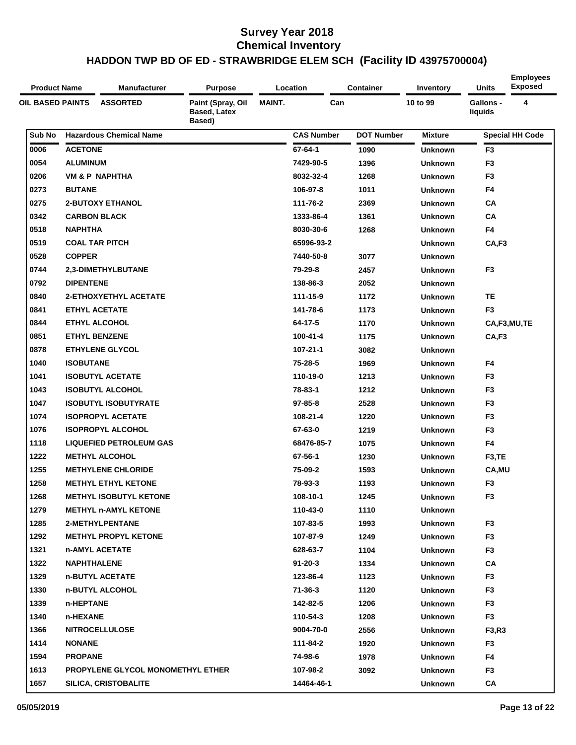# Survey Year 2018
# Chemical Inventory
# HADDON TWP BD OF ED - STRAWBRIDGE ELEM SCH (Facility ID 43975700004)

| Product Name | Manufacturer | Purpose | Location | Container | Inventory | Units | Employees Exposed |
|---|---|---|---|---|---|---|---|
| OIL BASED PAINTS | ASSORTED | Paint (Spray, Oil Based, Latex Based) | MAINT. | Can | 10 to 99 | Gallons - liquids | 4 |

| Sub No | Hazardous Chemical Name | CAS Number | DOT Number | Mixture | Special HH Code |
|---|---|---|---|---|---|
| 0006 | ACETONE | 67-64-1 | 1090 | Unknown | F3 |
| 0054 | ALUMINUM | 7429-90-5 | 1396 | Unknown | F3 |
| 0206 | VM & P NAPHTHA | 8032-32-4 | 1268 | Unknown | F3 |
| 0273 | BUTANE | 106-97-8 | 1011 | Unknown | F4 |
| 0275 | 2-BUTOXY ETHANOL | 111-76-2 | 2369 | Unknown | CA |
| 0342 | CARBON BLACK | 1333-86-4 | 1361 | Unknown | CA |
| 0518 | NAPHTHA | 8030-30-6 | 1268 | Unknown | F4 |
| 0519 | COAL TAR PITCH | 65996-93-2 | | Unknown | CA,F3 |
| 0528 | COPPER | 7440-50-8 | 3077 | Unknown | |
| 0744 | 2,3-DIMETHYLBUTANE | 79-29-8 | 2457 | Unknown | F3 |
| 0792 | DIPENTENE | 138-86-3 | 2052 | Unknown | |
| 0840 | 2-ETHOXYETHYL ACETATE | 111-15-9 | 1172 | Unknown | TE |
| 0841 | ETHYL ACETATE | 141-78-6 | 1173 | Unknown | F3 |
| 0844 | ETHYL ALCOHOL | 64-17-5 | 1170 | Unknown | CA,F3,MU,TE |
| 0851 | ETHYL BENZENE | 100-41-4 | 1175 | Unknown | CA,F3 |
| 0878 | ETHYLENE GLYCOL | 107-21-1 | 3082 | Unknown | |
| 1040 | ISOBUTANE | 75-28-5 | 1969 | Unknown | F4 |
| 1041 | ISOBUTYL ACETATE | 110-19-0 | 1213 | Unknown | F3 |
| 1043 | ISOBUTYL ALCOHOL | 78-83-1 | 1212 | Unknown | F3 |
| 1047 | ISOBUTYL ISOBUTYRATE | 97-85-8 | 2528 | Unknown | F3 |
| 1074 | ISOPROPYL ACETATE | 108-21-4 | 1220 | Unknown | F3 |
| 1076 | ISOPROPYL ALCOHOL | 67-63-0 | 1219 | Unknown | F3 |
| 1118 | LIQUEFIED PETROLEUM GAS | 68476-85-7 | 1075 | Unknown | F4 |
| 1222 | METHYL ALCOHOL | 67-56-1 | 1230 | Unknown | F3,TE |
| 1255 | METHYLENE CHLORIDE | 75-09-2 | 1593 | Unknown | CA,MU |
| 1258 | METHYL ETHYL KETONE | 78-93-3 | 1193 | Unknown | F3 |
| 1268 | METHYL ISOBUTYL KETONE | 108-10-1 | 1245 | Unknown | F3 |
| 1279 | METHYL n-AMYL KETONE | 110-43-0 | 1110 | Unknown | |
| 1285 | 2-METHYLPENTANE | 107-83-5 | 1993 | Unknown | F3 |
| 1292 | METHYL PROPYL KETONE | 107-87-9 | 1249 | Unknown | F3 |
| 1321 | n-AMYL ACETATE | 628-63-7 | 1104 | Unknown | F3 |
| 1322 | NAPHTHALENE | 91-20-3 | 1334 | Unknown | CA |
| 1329 | n-BUTYL ACETATE | 123-86-4 | 1123 | Unknown | F3 |
| 1330 | n-BUTYL ALCOHOL | 71-36-3 | 1120 | Unknown | F3 |
| 1339 | n-HEPTANE | 142-82-5 | 1206 | Unknown | F3 |
| 1340 | n-HEXANE | 110-54-3 | 1208 | Unknown | F3 |
| 1366 | NITROCELLULOSE | 9004-70-0 | 2556 | Unknown | F3,R3 |
| 1414 | NONANE | 111-84-2 | 1920 | Unknown | F3 |
| 1594 | PROPANE | 74-98-6 | 1978 | Unknown | F4 |
| 1613 | PROPYLENE GLYCOL MONOMETHYL ETHER | 107-98-2 | 3092 | Unknown | F3 |
| 1657 | SILICA, CRISTOBALITE | 14464-46-1 | | Unknown | CA |

05/05/2019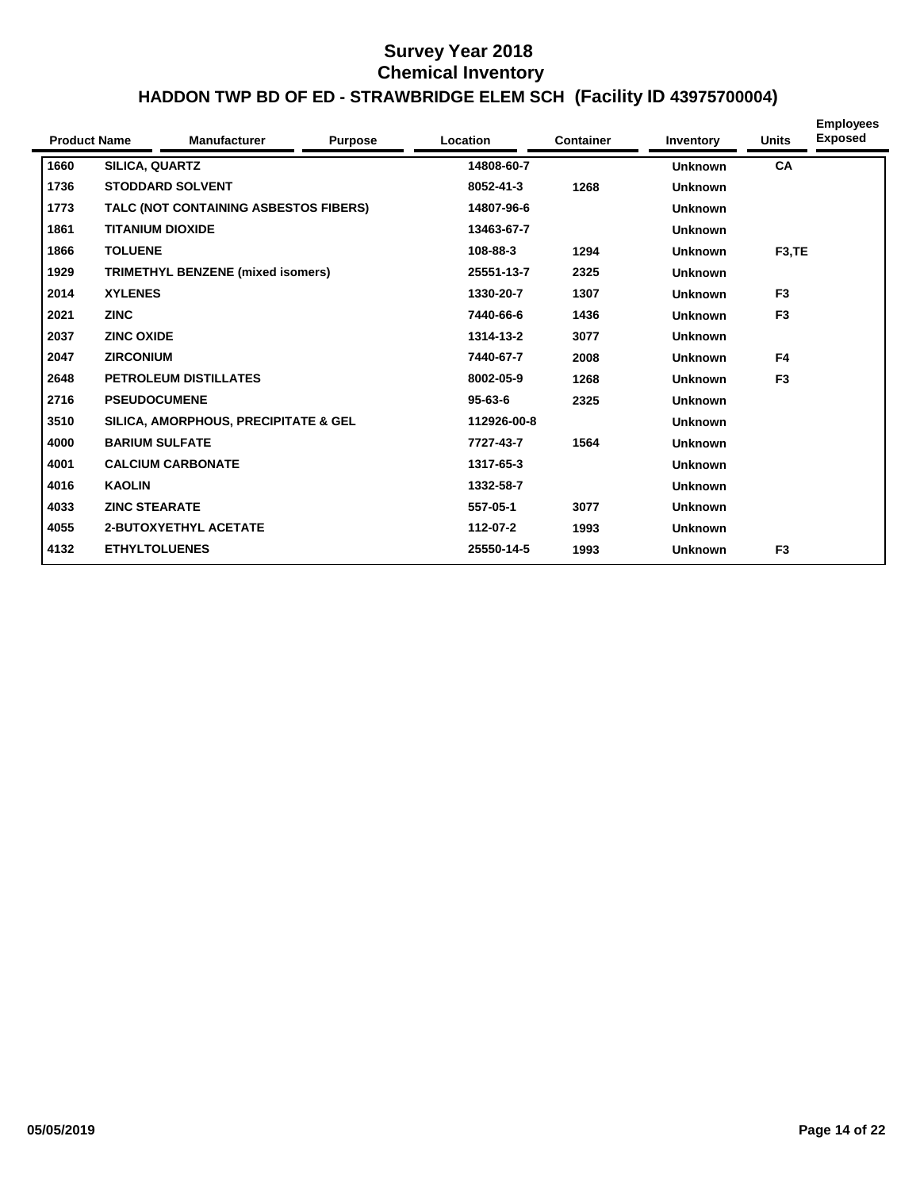# Survey Year 2018
# Chemical Inventory
## HADDON TWP BD OF ED - STRAWBRIDGE ELEM SCH (Facility ID 43975700004)

| Product Name | | Manufacturer | Purpose | Location | Container | Inventory | Units | Employees Exposed |
|---|---|---|---|---|---|---|---|---|
| 1660 | SILICA, QUARTZ | | | 14808-60-7 | | Unknown | CA | |
| 1736 | STODDARD SOLVENT | | | 8052-41-3 | 1268 | Unknown | | |
| 1773 | TALC (NOT CONTAINING ASBESTOS FIBERS) | | | 14807-96-6 | | Unknown | | |
| 1861 | TITANIUM DIOXIDE | | | 13463-67-7 | | Unknown | | |
| 1866 | TOLUENE | | | 108-88-3 | 1294 | Unknown | F3,TE | |
| 1929 | TRIMETHYL BENZENE (mixed isomers) | | | 25551-13-7 | 2325 | Unknown | | |
| 2014 | XYLENES | | | 1330-20-7 | 1307 | Unknown | F3 | |
| 2021 | ZINC | | | 7440-66-6 | 1436 | Unknown | F3 | |
| 2037 | ZINC OXIDE | | | 1314-13-2 | 3077 | Unknown | | |
| 2047 | ZIRCONIUM | | | 7440-67-7 | 2008 | Unknown | F4 | |
| 2648 | PETROLEUM DISTILLATES | | | 8002-05-9 | 1268 | Unknown | F3 | |
| 2716 | PSEUDOCUMENE | | | 95-63-6 | 2325 | Unknown | | |
| 3510 | SILICA, AMORPHOUS, PRECIPITATE & GEL | | | 112926-00-8 | | Unknown | | |
| 4000 | BARIUM SULFATE | | | 7727-43-7 | 1564 | Unknown | | |
| 4001 | CALCIUM CARBONATE | | | 1317-65-3 | | Unknown | | |
| 4016 | KAOLIN | | | 1332-58-7 | | Unknown | | |
| 4033 | ZINC STEARATE | | | 557-05-1 | 3077 | Unknown | | |
| 4055 | 2-BUTOXYETHYL ACETATE | | | 112-07-2 | 1993 | Unknown | | |
| 4132 | ETHYLTOLUENES | | | 25550-14-5 | 1993 | Unknown | F3 | |

05/05/2019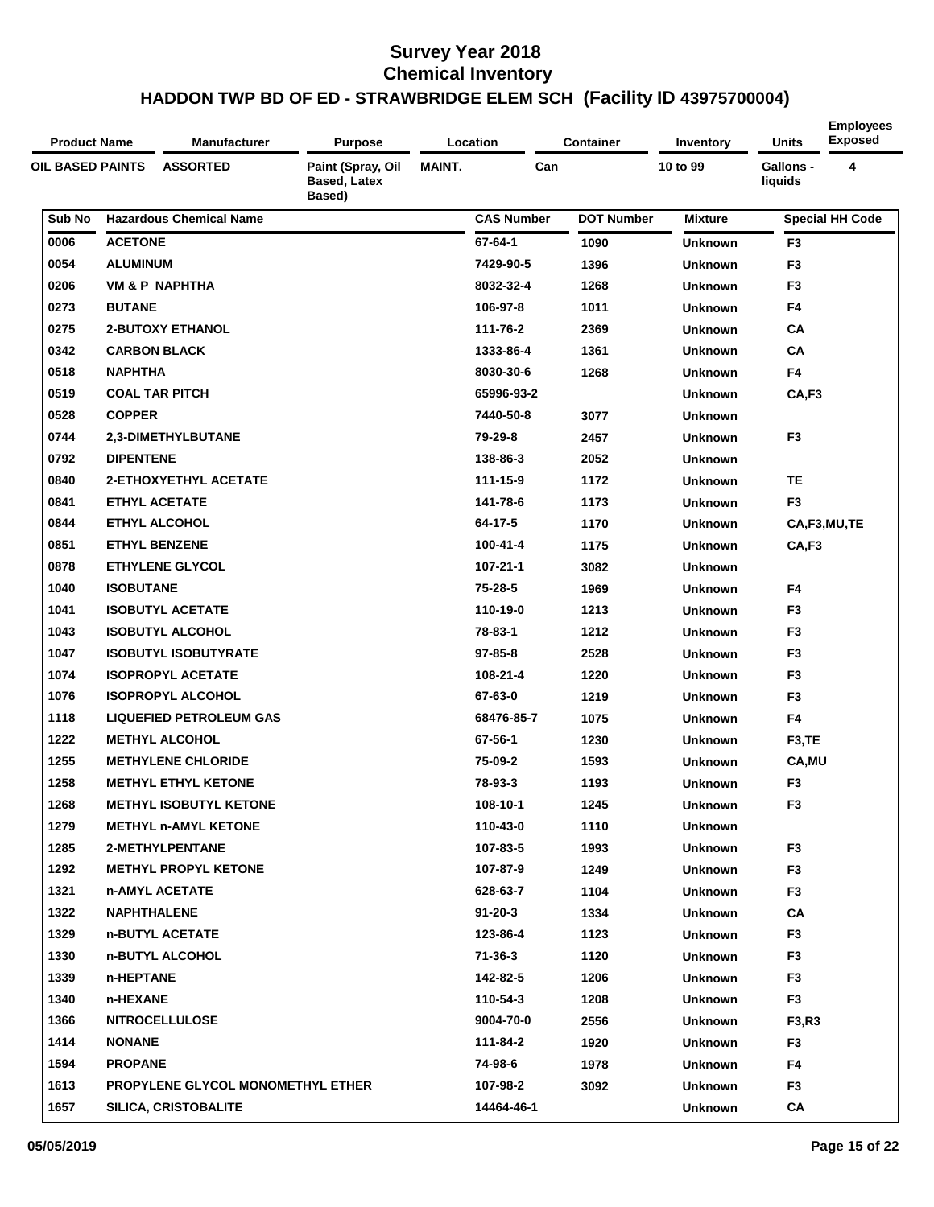# Survey Year 2018
## Chemical Inventory
### HADDON TWP BD OF ED - STRAWBRIDGE ELEM SCH (Facility ID 43975700004)

| Product Name | Manufacturer | Purpose | Location | Container | Inventory | Units | Employees Exposed |
|---|---|---|---|---|---|---|---|
| OIL BASED PAINTS | ASSORTED | Paint (Spray, Oil Based, Latex Based) | MAINT. | Can | 10 to 99 | Gallons - liquids | 4 |

| Sub No | Hazardous Chemical Name | CAS Number | DOT Number | Mixture | Special HH Code |
|---|---|---|---|---|---|
| 0006 | ACETONE | 67-64-1 | 1090 | Unknown | F3 |
| 0054 | ALUMINUM | 7429-90-5 | 1396 | Unknown | F3 |
| 0206 | VM & P NAPHTHA | 8032-32-4 | 1268 | Unknown | F3 |
| 0273 | BUTANE | 106-97-8 | 1011 | Unknown | F4 |
| 0275 | 2-BUTOXY ETHANOL | 111-76-2 | 2369 | Unknown | CA |
| 0342 | CARBON BLACK | 1333-86-4 | 1361 | Unknown | CA |
| 0518 | NAPHTHA | 8030-30-6 | 1268 | Unknown | F4 |
| 0519 | COAL TAR PITCH | 65996-93-2 | | Unknown | CA,F3 |
| 0528 | COPPER | 7440-50-8 | 3077 | Unknown | |
| 0744 | 2,3-DIMETHYLBUTANE | 79-29-8 | 2457 | Unknown | F3 |
| 0792 | DIPENTENE | 138-86-3 | 2052 | Unknown | |
| 0840 | 2-ETHOXYETHYL ACETATE | 111-15-9 | 1172 | Unknown | TE |
| 0841 | ETHYL ACETATE | 141-78-6 | 1173 | Unknown | F3 |
| 0844 | ETHYL ALCOHOL | 64-17-5 | 1170 | Unknown | CA,F3,MU,TE |
| 0851 | ETHYL BENZENE | 100-41-4 | 1175 | Unknown | CA,F3 |
| 0878 | ETHYLENE GLYCOL | 107-21-1 | 3082 | Unknown | |
| 1040 | ISOBUTANE | 75-28-5 | 1969 | Unknown | F4 |
| 1041 | ISOBUTYL ACETATE | 110-19-0 | 1213 | Unknown | F3 |
| 1043 | ISOBUTYL ALCOHOL | 78-83-1 | 1212 | Unknown | F3 |
| 1047 | ISOBUTYL ISOBUTYRATE | 97-85-8 | 2528 | Unknown | F3 |
| 1074 | ISOPROPYL ACETATE | 108-21-4 | 1220 | Unknown | F3 |
| 1076 | ISOPROPYL ALCOHOL | 67-63-0 | 1219 | Unknown | F3 |
| 1118 | LIQUEFIED PETROLEUM GAS | 68476-85-7 | 1075 | Unknown | F4 |
| 1222 | METHYL ALCOHOL | 67-56-1 | 1230 | Unknown | F3,TE |
| 1255 | METHYLENE CHLORIDE | 75-09-2 | 1593 | Unknown | CA,MU |
| 1258 | METHYL ETHYL KETONE | 78-93-3 | 1193 | Unknown | F3 |
| 1268 | METHYL ISOBUTYL KETONE | 108-10-1 | 1245 | Unknown | F3 |
| 1279 | METHYL n-AMYL KETONE | 110-43-0 | 1110 | Unknown | |
| 1285 | 2-METHYLPENTANE | 107-83-5 | 1993 | Unknown | F3 |
| 1292 | METHYL PROPYL KETONE | 107-87-9 | 1249 | Unknown | F3 |
| 1321 | n-AMYL ACETATE | 628-63-7 | 1104 | Unknown | F3 |
| 1322 | NAPHTHALENE | 91-20-3 | 1334 | Unknown | CA |
| 1329 | n-BUTYL ACETATE | 123-86-4 | 1123 | Unknown | F3 |
| 1330 | n-BUTYL ALCOHOL | 71-36-3 | 1120 | Unknown | F3 |
| 1339 | n-HEPTANE | 142-82-5 | 1206 | Unknown | F3 |
| 1340 | n-HEXANE | 110-54-3 | 1208 | Unknown | F3 |
| 1366 | NITROCELLULOSE | 9004-70-0 | 2556 | Unknown | F3,R3 |
| 1414 | NONANE | 111-84-2 | 1920 | Unknown | F3 |
| 1594 | PROPANE | 74-98-6 | 1978 | Unknown | F4 |
| 1613 | PROPYLENE GLYCOL MONOMETHYL ETHER | 107-98-2 | 3092 | Unknown | F3 |
| 1657 | SILICA, CRISTOBALITE | 14464-46-1 | | Unknown | CA |

05/05/2019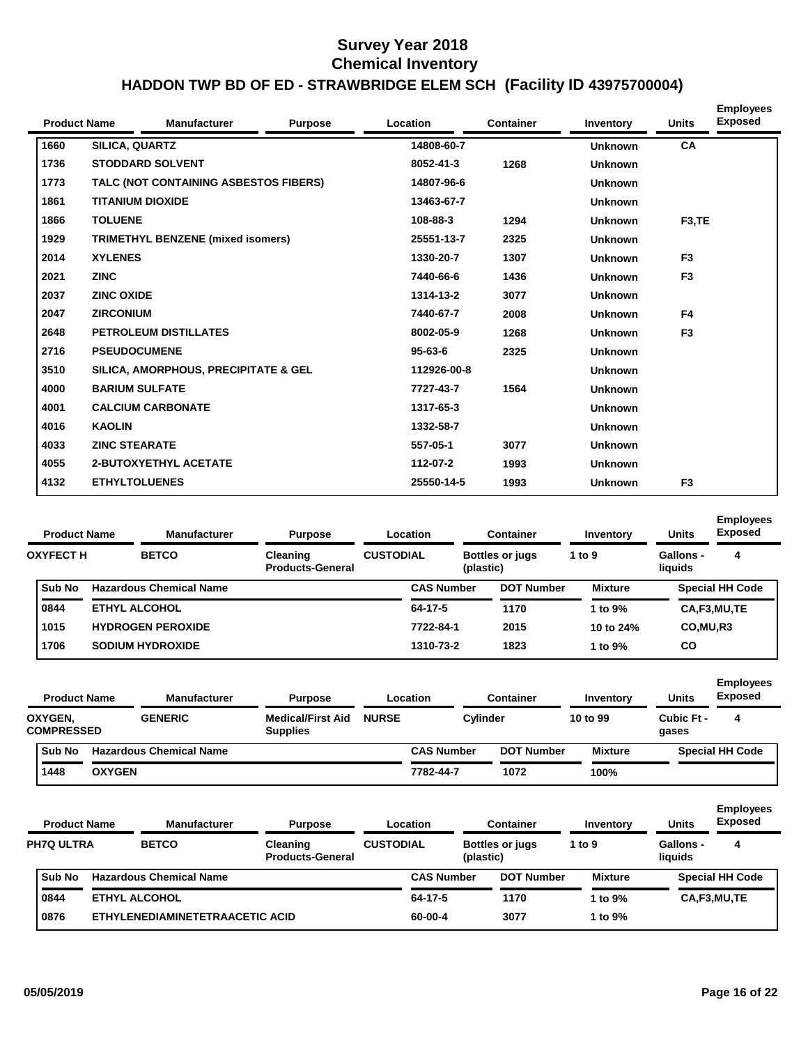# Survey Year 2018
# Chemical Inventory
## HADDON TWP BD OF ED - STRAWBRIDGE ELEM SCH (Facility ID 43975700004)

| Product Name | Manufacturer | Purpose | Location | Container | Inventory | Units | Employees Exposed |
|---|---|---|---|---|---|---|---|

| Sub No | Hazardous Chemical Name | CAS Number | DOT Number | Mixture | Special HH Code |
|---|---|---|---|---|---|
| 1660 | SILICA, QUARTZ | 14808-60-7 | | Unknown | CA |
| 1736 | STODDARD SOLVENT | 8052-41-3 | 1268 | Unknown | |
| 1773 | TALC (NOT CONTAINING ASBESTOS FIBERS) | 14807-96-6 | | Unknown | |
| 1861 | TITANIUM DIOXIDE | 13463-67-7 | | Unknown | |
| 1866 | TOLUENE | 108-88-3 | 1294 | Unknown | F3,TE |
| 1929 | TRIMETHYL BENZENE (mixed isomers) | 25551-13-7 | 2325 | Unknown | |
| 2014 | XYLENES | 1330-20-7 | 1307 | Unknown | F3 |
| 2021 | ZINC | 7440-66-6 | 1436 | Unknown | F3 |
| 2037 | ZINC OXIDE | 1314-13-2 | 3077 | Unknown | |
| 2047 | ZIRCONIUM | 7440-67-7 | 2008 | Unknown | F4 |
| 2648 | PETROLEUM DISTILLATES | 8002-05-9 | 1268 | Unknown | F3 |
| 2716 | PSEUDOCUMENE | 95-63-6 | 2325 | Unknown | |
| 3510 | SILICA, AMORPHOUS, PRECIPITATE & GEL | 112926-00-8 | | Unknown | |
| 4000 | BARIUM SULFATE | 7727-43-7 | 1564 | Unknown | |
| 4001 | CALCIUM CARBONATE | 1317-65-3 | | Unknown | |
| 4016 | KAOLIN | 1332-58-7 | | Unknown | |
| 4033 | ZINC STEARATE | 557-05-1 | 3077 | Unknown | |
| 4055 | 2-BUTOXYETHYL ACETATE | 112-07-2 | 1993 | Unknown | |
| 4132 | ETHYLTOLUENES | 25550-14-5 | 1993 | Unknown | F3 |

| Product Name | Manufacturer | Purpose | Location | Container | Inventory | Units | Employees Exposed |
|---|---|---|---|---|---|---|---|
| OXYFECT H | BETCO | Cleaning Products-General | CUSTODIAL | Bottles or jugs (plastic) | 1 to 9 | Gallons - liquids | 4 |

| Sub No | Hazardous Chemical Name | CAS Number | DOT Number | Mixture | Special HH Code |
|---|---|---|---|---|---|
| 0844 | ETHYL ALCOHOL | 64-17-5 | 1170 | 1 to 9% | CA,F3,MU,TE |
| 1015 | HYDROGEN PEROXIDE | 7722-84-1 | 2015 | 10 to 24% | CO,MU,R3 |
| 1706 | SODIUM HYDROXIDE | 1310-73-2 | 1823 | 1 to 9% | CO |

| Product Name | Manufacturer | Purpose | Location | Container | Inventory | Units | Employees Exposed |
|---|---|---|---|---|---|---|---|
| OXYGEN, COMPRESSED | GENERIC | Medical/First Aid Supplies | NURSE | Cylinder | 10 to 99 | Cubic Ft - gases | 4 |

| Sub No | Hazardous Chemical Name | CAS Number | DOT Number | Mixture | Special HH Code |
|---|---|---|---|---|---|
| 1448 | OXYGEN | 7782-44-7 | 1072 | 100% | |

| Product Name | Manufacturer | Purpose | Location | Container | Inventory | Units | Employees Exposed |
|---|---|---|---|---|---|---|---|
| PH7Q ULTRA | BETCO | Cleaning Products-General | CUSTODIAL | Bottles or jugs (plastic) | 1 to 9 | Gallons - liquids | 4 |

| Sub No | Hazardous Chemical Name | CAS Number | DOT Number | Mixture | Special HH Code |
|---|---|---|---|---|---|
| 0844 | ETHYL ALCOHOL | 64-17-5 | 1170 | 1 to 9% | CA,F3,MU,TE |
| 0876 | ETHYLENEDIAMINETETRAACETIC ACID | 60-00-4 | 3077 | 1 to 9% | |

05/05/2019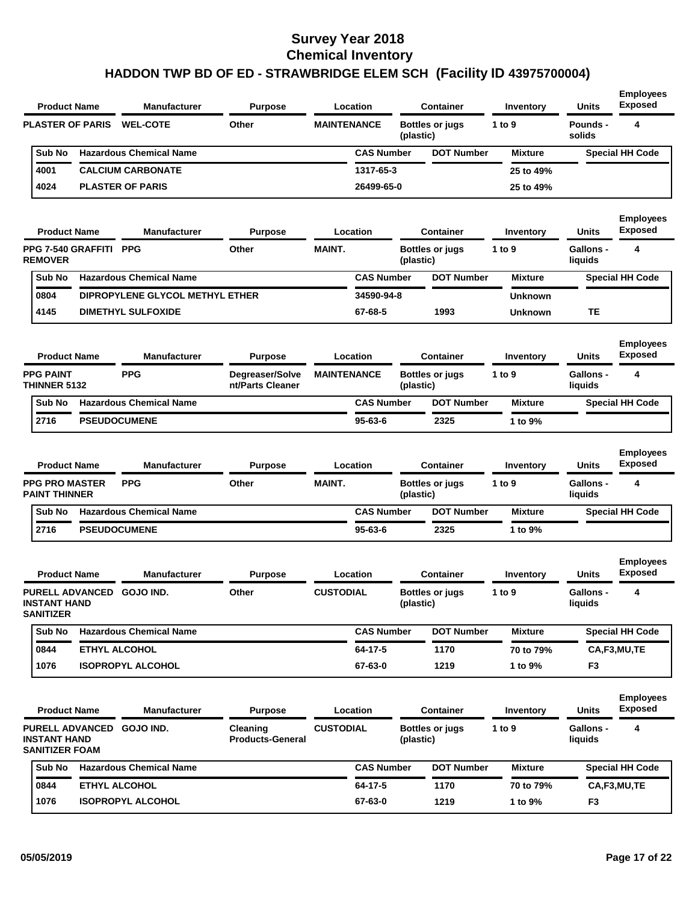# Survey Year 2018
# Chemical Inventory
## HADDON TWP BD OF ED - STRAWBRIDGE ELEM SCH (Facility ID 43975700004)

| Product Name | Manufacturer | Purpose | Location | Container | Inventory | Units | Employees Exposed |
|---|---|---|---|---|---|---|---|
| PLASTER OF PARIS | WEL-COTE | Other | MAINTENANCE | Bottles or jugs (plastic) | 1 to 9 | Pounds - solids | 4 |

| Sub No | Hazardous Chemical Name | CAS Number | DOT Number | Mixture | Special HH Code |
|---|---|---|---|---|---|
| 4001 | CALCIUM CARBONATE | 1317-65-3 | | 25 to 49% | |
| 4024 | PLASTER OF PARIS | 26499-65-0 | | 25 to 49% | |

| Product Name | Manufacturer | Purpose | Location | Container | Inventory | Units | Employees Exposed |
|---|---|---|---|---|---|---|---|
| PPG 7-540 GRAFFITI REMOVER | PPG | Other | MAINT. | Bottles or jugs (plastic) | 1 to 9 | Gallons - liquids | 4 |

| Sub No | Hazardous Chemical Name | CAS Number | DOT Number | Mixture | Special HH Code |
|---|---|---|---|---|---|
| 0804 | DIPROPYLENE GLYCOL METHYL ETHER | 34590-94-8 | | Unknown | |
| 4145 | DIMETHYL SULFOXIDE | 67-68-5 | 1993 | Unknown | TE |

| Product Name | Manufacturer | Purpose | Location | Container | Inventory | Units | Employees Exposed |
|---|---|---|---|---|---|---|---|
| PPG PAINT THINNER 5132 | PPG | Degreaser/Solvent/Parts Cleaner | MAINTENANCE | Bottles or jugs (plastic) | 1 to 9 | Gallons - liquids | 4 |

| Sub No | Hazardous Chemical Name | CAS Number | DOT Number | Mixture | Special HH Code |
|---|---|---|---|---|---|
| 2716 | PSEUDOCUMENE | 95-63-6 | 2325 | 1 to 9% | |

| Product Name | Manufacturer | Purpose | Location | Container | Inventory | Units | Employees Exposed |
|---|---|---|---|---|---|---|---|
| PPG PRO MASTER PAINT THINNER | PPG | Other | MAINT. | Bottles or jugs (plastic) | 1 to 9 | Gallons - liquids | 4 |

| Sub No | Hazardous Chemical Name | CAS Number | DOT Number | Mixture | Special HH Code |
|---|---|---|---|---|---|
| 2716 | PSEUDOCUMENE | 95-63-6 | 2325 | 1 to 9% | |

| Product Name | Manufacturer | Purpose | Location | Container | Inventory | Units | Employees Exposed |
|---|---|---|---|---|---|---|---|
| PURELL ADVANCED INSTANT HAND SANITIZER | GOJO IND. | Other | CUSTODIAL | Bottles or jugs (plastic) | 1 to 9 | Gallons - liquids | 4 |

| Sub No | Hazardous Chemical Name | CAS Number | DOT Number | Mixture | Special HH Code |
|---|---|---|---|---|---|
| 0844 | ETHYL ALCOHOL | 64-17-5 | 1170 | 70 to 79% | CA,F3,MU,TE |
| 1076 | ISOPROPYL ALCOHOL | 67-63-0 | 1219 | 1 to 9% | F3 |

| Product Name | Manufacturer | Purpose | Location | Container | Inventory | Units | Employees Exposed |
|---|---|---|---|---|---|---|---|
| PURELL ADVANCED INSTANT HAND SANITIZER FOAM | GOJO IND. | Cleaning Products-General | CUSTODIAL | Bottles or jugs (plastic) | 1 to 9 | Gallons - liquids | 4 |

| Sub No | Hazardous Chemical Name | CAS Number | DOT Number | Mixture | Special HH Code |
|---|---|---|---|---|---|
| 0844 | ETHYL ALCOHOL | 64-17-5 | 1170 | 70 to 79% | CA,F3,MU,TE |
| 1076 | ISOPROPYL ALCOHOL | 67-63-0 | 1219 | 1 to 9% | F3 |

05/05/2019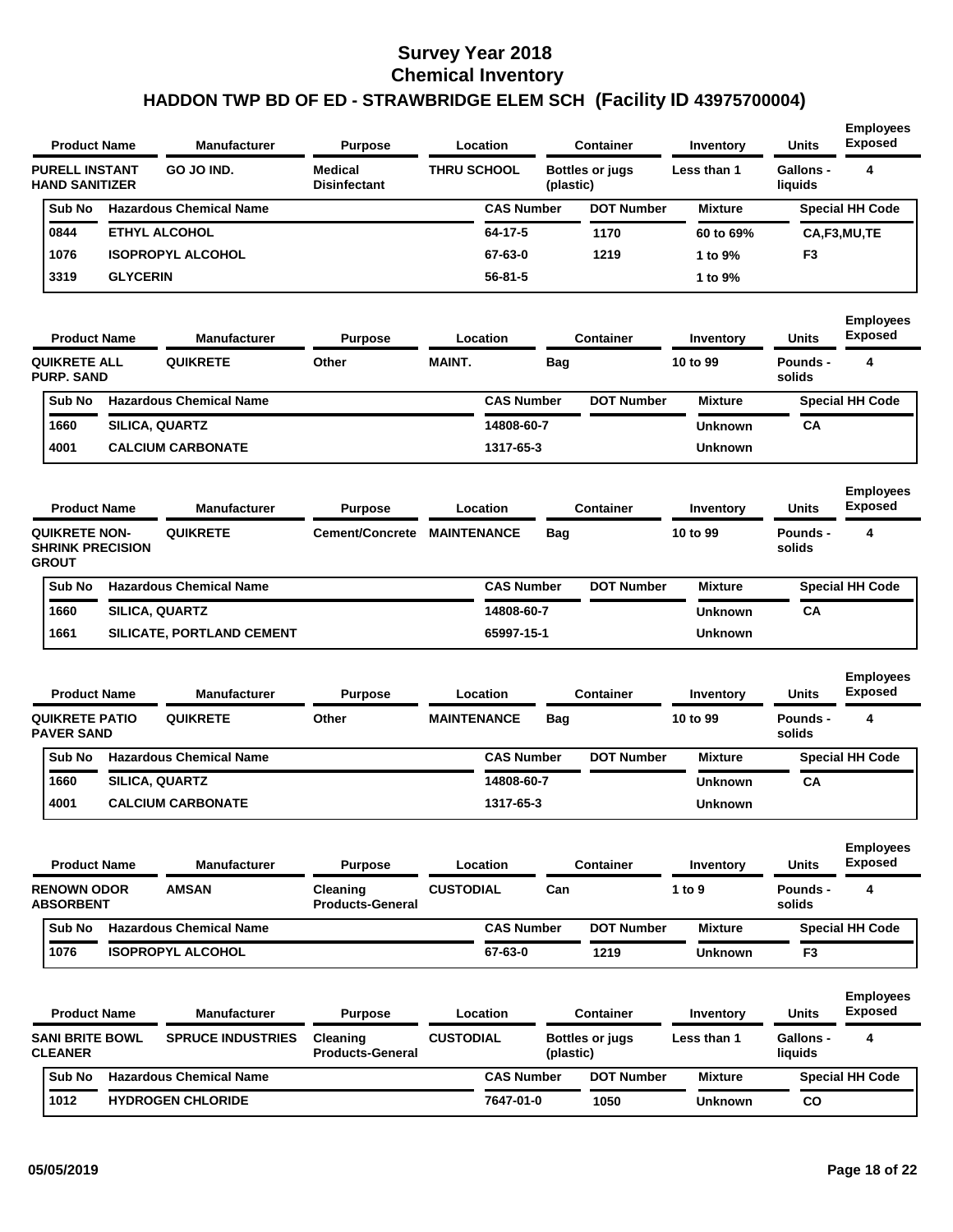# Survey Year 2018
# Chemical Inventory
## HADDON TWP BD OF ED - STRAWBRIDGE ELEM SCH (Facility ID 43975700004)

| Product Name | Manufacturer | Purpose | Location | Container | Inventory | Units | Employees Exposed |
|---|---|---|---|---|---|---|---|
| PURELL INSTANT HAND SANITIZER | GO JO IND. | Medical Disinfectant | THRU SCHOOL | Bottles or jugs (plastic) | Less than 1 | Gallons - liquids | 4 |

| Sub No | Hazardous Chemical Name | CAS Number | DOT Number | Mixture | Special HH Code |
|---|---|---|---|---|---|
| 0844 | ETHYL ALCOHOL | 64-17-5 | 1170 | 60 to 69% | CA,F3,MU,TE |
| 1076 | ISOPROPYL ALCOHOL | 67-63-0 | 1219 | 1 to 9% | F3 |
| 3319 | GLYCERIN | 56-81-5 | | 1 to 9% | |

| Product Name | Manufacturer | Purpose | Location | Container | Inventory | Units | Employees Exposed |
|---|---|---|---|---|---|---|---|
| QUIKRETE ALL PURP. SAND | QUIKRETE | Other | MAINT. | Bag | 10 to 99 | Pounds - solids | 4 |

| Sub No | Hazardous Chemical Name | CAS Number | DOT Number | Mixture | Special HH Code |
|---|---|---|---|---|---|
| 1660 | SILICA, QUARTZ | 14808-60-7 | | Unknown | CA |
| 4001 | CALCIUM CARBONATE | 1317-65-3 | | Unknown | |

| Product Name | Manufacturer | Purpose | Location | Container | Inventory | Units | Employees Exposed |
|---|---|---|---|---|---|---|---|
| QUIKRETE NON-SHRINK PRECISION GROUT | QUIKRETE | Cement/Concrete | MAINTENANCE | Bag | 10 to 99 | Pounds - solids | 4 |

| Sub No | Hazardous Chemical Name | CAS Number | DOT Number | Mixture | Special HH Code |
|---|---|---|---|---|---|
| 1660 | SILICA, QUARTZ | 14808-60-7 | | Unknown | CA |
| 1661 | SILICATE, PORTLAND CEMENT | 65997-15-1 | | Unknown | |

| Product Name | Manufacturer | Purpose | Location | Container | Inventory | Units | Employees Exposed |
|---|---|---|---|---|---|---|---|
| QUIKRETE PATIO PAVER SAND | QUIKRETE | Other | MAINTENANCE | Bag | 10 to 99 | Pounds - solids | 4 |

| Sub No | Hazardous Chemical Name | CAS Number | DOT Number | Mixture | Special HH Code |
|---|---|---|---|---|---|
| 1660 | SILICA, QUARTZ | 14808-60-7 | | Unknown | CA |
| 4001 | CALCIUM CARBONATE | 1317-65-3 | | Unknown | |

| Product Name | Manufacturer | Purpose | Location | Container | Inventory | Units | Employees Exposed |
|---|---|---|---|---|---|---|---|
| RENOWN ODOR ABSORBENT | AMSAN | Cleaning Products-General | CUSTODIAL | Can | 1 to 9 | Pounds - solids | 4 |

| Sub No | Hazardous Chemical Name | CAS Number | DOT Number | Mixture | Special HH Code |
|---|---|---|---|---|---|
| 1076 | ISOPROPYL ALCOHOL | 67-63-0 | 1219 | Unknown | F3 |

| Product Name | Manufacturer | Purpose | Location | Container | Inventory | Units | Employees Exposed |
|---|---|---|---|---|---|---|---|
| SANI BRITE BOWL CLEANER | SPRUCE INDUSTRIES | Cleaning Products-General | CUSTODIAL | Bottles or jugs (plastic) | Less than 1 | Gallons - liquids | 4 |

| Sub No | Hazardous Chemical Name | CAS Number | DOT Number | Mixture | Special HH Code |
|---|---|---|---|---|---|
| 1012 | HYDROGEN CHLORIDE | 7647-01-0 | 1050 | Unknown | CO |

05/05/2019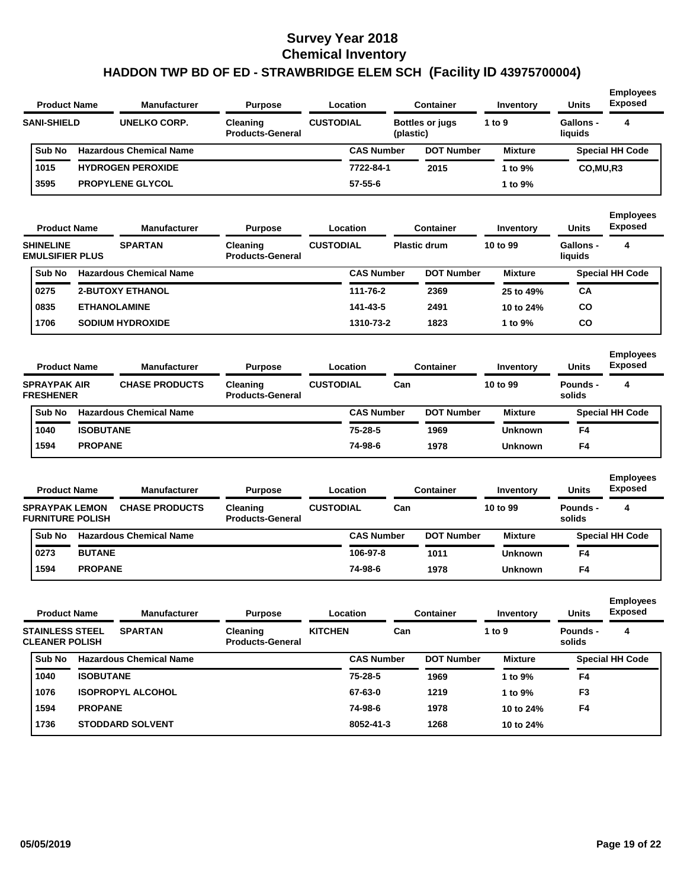# Survey Year 2018
# Chemical Inventory
## HADDON TWP BD OF ED - STRAWBRIDGE ELEM SCH (Facility ID 43975700004)

| Product Name | Manufacturer | Purpose | Location | Container | Inventory | Units | Employees Exposed |
|---|---|---|---|---|---|---|---|
| SANI-SHIELD | UNELKO CORP. | Cleaning Products-General | CUSTODIAL | Bottles or jugs (plastic) | 1 to 9 | Gallons - liquids | 4 |

| Sub No | Hazardous Chemical Name | CAS Number | DOT Number | Mixture | Special HH Code |
|---|---|---|---|---|---|
| 1015 | HYDROGEN PEROXIDE | 7722-84-1 | 2015 | 1 to 9% | CO,MU,R3 |
| 3595 | PROPYLENE GLYCOL | 57-55-6 | | 1 to 9% | |

| Product Name | Manufacturer | Purpose | Location | Container | Inventory | Units | Employees Exposed |
|---|---|---|---|---|---|---|---|
| SHINELINE EMULSIFIER PLUS | SPARTAN | Cleaning Products-General | CUSTODIAL | Plastic drum | 10 to 99 | Gallons - liquids | 4 |

| Sub No | Hazardous Chemical Name | CAS Number | DOT Number | Mixture | Special HH Code |
|---|---|---|---|---|---|
| 0275 | 2-BUTOXY ETHANOL | 111-76-2 | 2369 | 25 to 49% | CA |
| 0835 | ETHANOLAMINE | 141-43-5 | 2491 | 10 to 24% | CO |
| 1706 | SODIUM HYDROXIDE | 1310-73-2 | 1823 | 1 to 9% | CO |

| Product Name | Manufacturer | Purpose | Location | Container | Inventory | Units | Employees Exposed |
|---|---|---|---|---|---|---|---|
| SPRAYPAK AIR FRESHENER | CHASE PRODUCTS | Cleaning Products-General | CUSTODIAL | Can | 10 to 99 | Pounds - solids | 4 |

| Sub No | Hazardous Chemical Name | CAS Number | DOT Number | Mixture | Special HH Code |
|---|---|---|---|---|---|
| 1040 | ISOBUTANE | 75-28-5 | 1969 | Unknown | F4 |
| 1594 | PROPANE | 74-98-6 | 1978 | Unknown | F4 |

| Product Name | Manufacturer | Purpose | Location | Container | Inventory | Units | Employees Exposed |
|---|---|---|---|---|---|---|---|
| SPRAYPAK LEMON FURNITURE POLISH | CHASE PRODUCTS | Cleaning Products-General | CUSTODIAL | Can | 10 to 99 | Pounds - solids | 4 |

| Sub No | Hazardous Chemical Name | CAS Number | DOT Number | Mixture | Special HH Code |
|---|---|---|---|---|---|
| 0273 | BUTANE | 106-97-8 | 1011 | Unknown | F4 |
| 1594 | PROPANE | 74-98-6 | 1978 | Unknown | F4 |

| Product Name | Manufacturer | Purpose | Location | Container | Inventory | Units | Employees Exposed |
|---|---|---|---|---|---|---|---|
| STAINLESS STEEL CLEANER POLISH | SPARTAN | Cleaning Products-General | KITCHEN | Can | 1 to 9 | Pounds - solids | 4 |

| Sub No | Hazardous Chemical Name | CAS Number | DOT Number | Mixture | Special HH Code |
|---|---|---|---|---|---|
| 1040 | ISOBUTANE | 75-28-5 | 1969 | 1 to 9% | F4 |
| 1076 | ISOPROPYL ALCOHOL | 67-63-0 | 1219 | 1 to 9% | F3 |
| 1594 | PROPANE | 74-98-6 | 1978 | 10 to 24% | F4 |
| 1736 | STODDARD SOLVENT | 8052-41-3 | 1268 | 10 to 24% | |

05/05/2019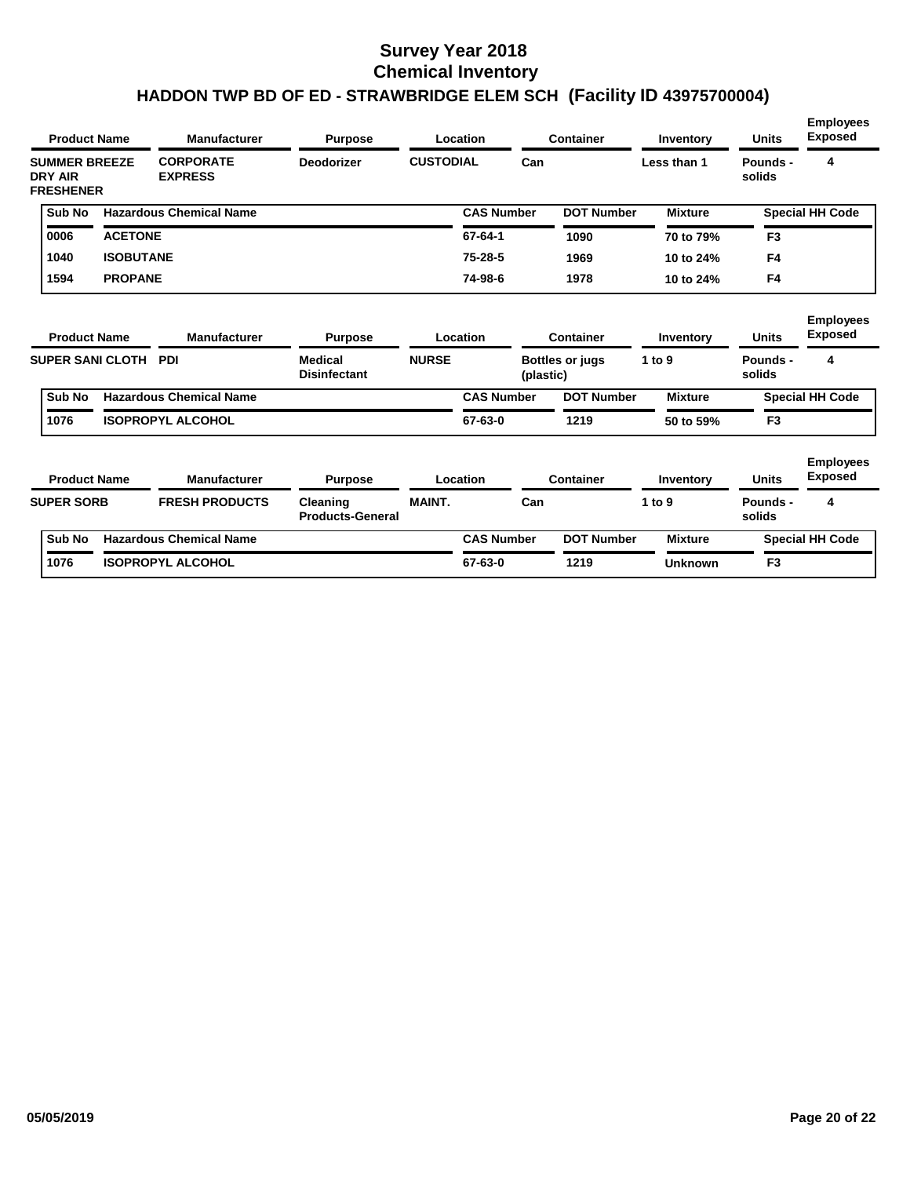# Survey Year 2018
# Chemical Inventory
## HADDON TWP BD OF ED - STRAWBRIDGE ELEM SCH (Facility ID 43975700004)

| Product Name | Manufacturer | Purpose | Location | Container | Inventory | Units | Employees Exposed |
|---|---|---|---|---|---|---|---|
| SUMMER BREEZE DRY AIR FRESHENER | CORPORATE EXPRESS | Deodorizer | CUSTODIAL | Can | Less than 1 | Pounds - solids | 4 |

| Sub No | Hazardous Chemical Name | CAS Number | DOT Number | Mixture | Special HH Code |
|---|---|---|---|---|---|
| 0006 | ACETONE | 67-64-1 | 1090 | 70 to 79% | F3 |
| 1040 | ISOBUTANE | 75-28-5 | 1969 | 10 to 24% | F4 |
| 1594 | PROPANE | 74-98-6 | 1978 | 10 to 24% | F4 |

| Product Name | Manufacturer | Purpose | Location | Container | Inventory | Units | Employees Exposed |
|---|---|---|---|---|---|---|---|
| SUPER SANI CLOTH | PDI | Medical Disinfectant | NURSE | Bottles or jugs (plastic) | 1 to 9 | Pounds - solids | 4 |

| Sub No | Hazardous Chemical Name | CAS Number | DOT Number | Mixture | Special HH Code |
|---|---|---|---|---|---|
| 1076 | ISOPROPYL ALCOHOL | 67-63-0 | 1219 | 50 to 59% | F3 |

| Product Name | Manufacturer | Purpose | Location | Container | Inventory | Units | Employees Exposed |
|---|---|---|---|---|---|---|---|
| SUPER SORB | FRESH PRODUCTS | Cleaning Products-General | MAINT. | Can | 1 to 9 | Pounds - solids | 4 |

| Sub No | Hazardous Chemical Name | CAS Number | DOT Number | Mixture | Special HH Code |
|---|---|---|---|---|---|
| 1076 | ISOPROPYL ALCOHOL | 67-63-0 | 1219 | Unknown | F3 |

05/05/2019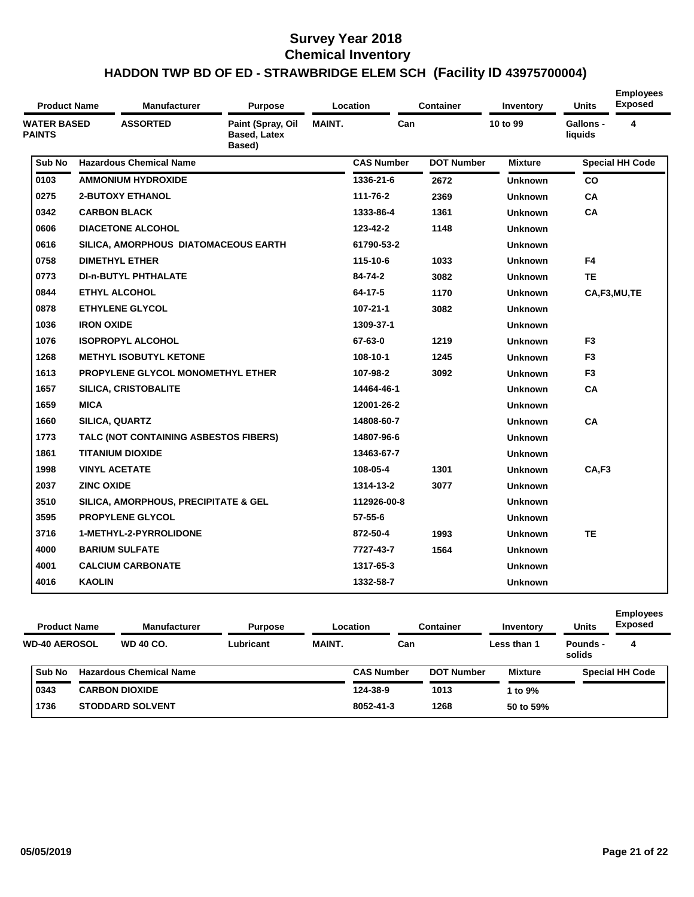# Survey Year 2018
# Chemical Inventory
## HADDON TWP BD OF ED - STRAWBRIDGE ELEM SCH (Facility ID 43975700004)

| Product Name | Manufacturer | Purpose | Location | Container | Inventory | Units | Employees Exposed |
|---|---|---|---|---|---|---|---|
| WATER BASED PAINTS | ASSORTED | Paint (Spray, Oil Based, Latex Based) | MAINT. | Can | 10 to 99 | Gallons - liquids | 4 |

| Sub No | Hazardous Chemical Name | CAS Number | DOT Number | Mixture | Special HH Code |
|---|---|---|---|---|---|
| 0103 | AMMONIUM HYDROXIDE | 1336-21-6 | 2672 | Unknown | CO |
| 0275 | 2-BUTOXY ETHANOL | 111-76-2 | 2369 | Unknown | CA |
| 0342 | CARBON BLACK | 1333-86-4 | 1361 | Unknown | CA |
| 0606 | DIACETONE ALCOHOL | 123-42-2 | 1148 | Unknown | |
| 0616 | SILICA, AMORPHOUS DIATOMACEOUS EARTH | 61790-53-2 | | Unknown | |
| 0758 | DIMETHYL ETHER | 115-10-6 | 1033 | Unknown | F4 |
| 0773 | DI-n-BUTYL PHTHALATE | 84-74-2 | 3082 | Unknown | TE |
| 0844 | ETHYL ALCOHOL | 64-17-5 | 1170 | Unknown | CA,F3,MU,TE |
| 0878 | ETHYLENE GLYCOL | 107-21-1 | 3082 | Unknown | |
| 1036 | IRON OXIDE | 1309-37-1 | | Unknown | |
| 1076 | ISOPROPYL ALCOHOL | 67-63-0 | 1219 | Unknown | F3 |
| 1268 | METHYL ISOBUTYL KETONE | 108-10-1 | 1245 | Unknown | F3 |
| 1613 | PROPYLENE GLYCOL MONOMETHYL ETHER | 107-98-2 | 3092 | Unknown | F3 |
| 1657 | SILICA, CRISTOBALITE | 14464-46-1 | | Unknown | CA |
| 1659 | MICA | 12001-26-2 | | Unknown | |
| 1660 | SILICA, QUARTZ | 14808-60-7 | | Unknown | CA |
| 1773 | TALC (NOT CONTAINING ASBESTOS FIBERS) | 14807-96-6 | | Unknown | |
| 1861 | TITANIUM DIOXIDE | 13463-67-7 | | Unknown | |
| 1998 | VINYL ACETATE | 108-05-4 | 1301 | Unknown | CA,F3 |
| 2037 | ZINC OXIDE | 1314-13-2 | 3077 | Unknown | |
| 3510 | SILICA, AMORPHOUS, PRECIPITATE & GEL | 112926-00-8 | | Unknown | |
| 3595 | PROPYLENE GLYCOL | 57-55-6 | | Unknown | |
| 3716 | 1-METHYL-2-PYRROLIDONE | 872-50-4 | 1993 | Unknown | TE |
| 4000 | BARIUM SULFATE | 7727-43-7 | 1564 | Unknown | |
| 4001 | CALCIUM CARBONATE | 1317-65-3 | | Unknown | |
| 4016 | KAOLIN | 1332-58-7 | | Unknown | |

| Product Name | Manufacturer | Purpose | Location | Container | Inventory | Units | Employees Exposed |
|---|---|---|---|---|---|---|---|
| WD-40 AEROSOL | WD 40 CO. | Lubricant | MAINT. | Can | Less than 1 | Pounds - solids | 4 |

| Sub No | Hazardous Chemical Name | CAS Number | DOT Number | Mixture | Special HH Code |
|---|---|---|---|---|---|
| 0343 | CARBON DIOXIDE | 124-38-9 | 1013 | 1 to 9% | |
| 1736 | STODDARD SOLVENT | 8052-41-3 | 1268 | 50 to 59% | |

05/05/2019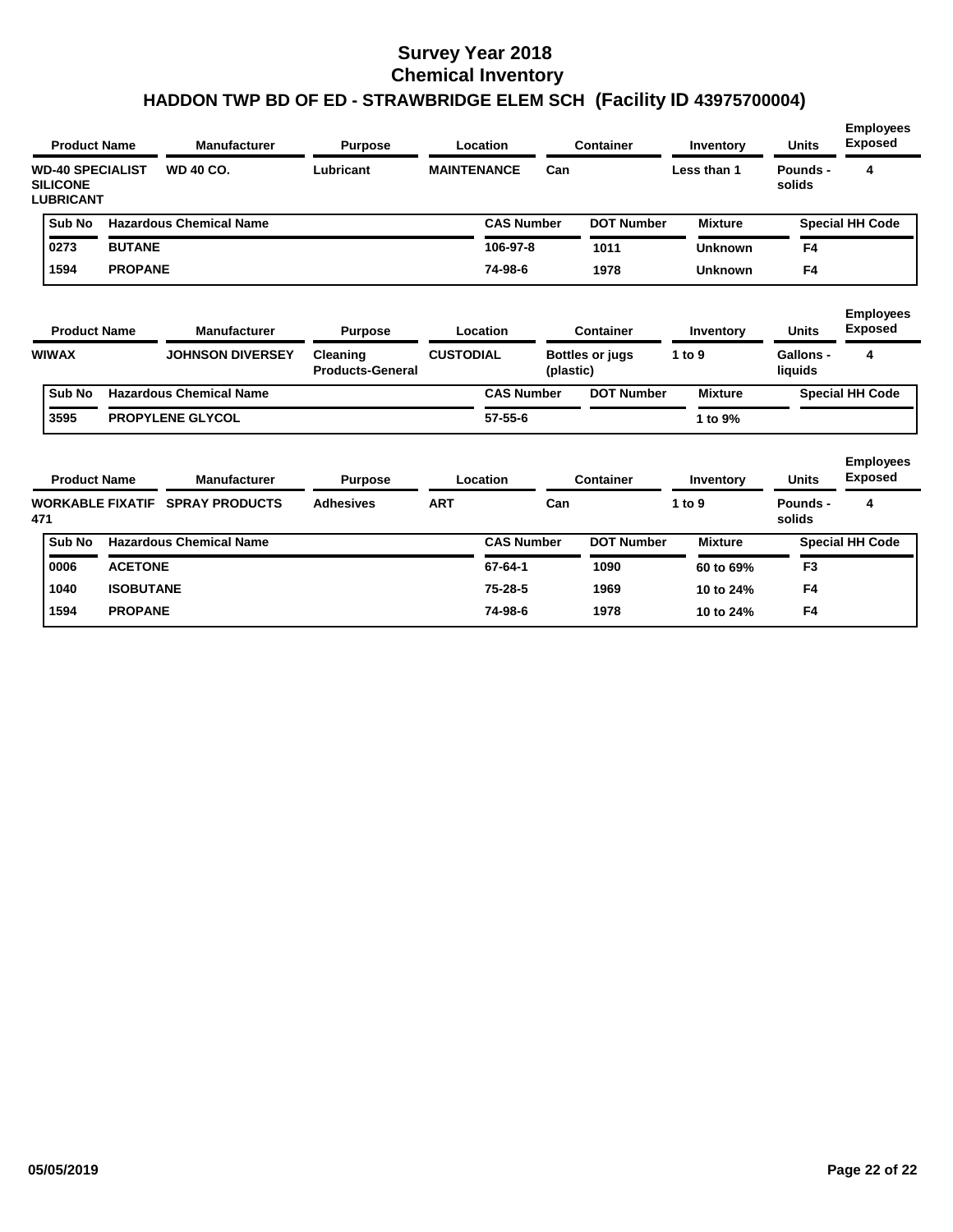# Survey Year 2018
# Chemical Inventory
## HADDON TWP BD OF ED - STRAWBRIDGE ELEM SCH (Facility ID 43975700004)

| Product Name | Manufacturer | Purpose | Location | Container | Inventory | Units | Employees Exposed |
|---|---|---|---|---|---|---|---|
| WD-40 SPECIALIST SILICONE LUBRICANT | WD 40 CO. | Lubricant | MAINTENANCE | Can | Less than 1 | Pounds - solids | 4 |

| Sub No | Hazardous Chemical Name | CAS Number | DOT Number | Mixture | Special HH Code |
|---|---|---|---|---|---|
| 0273 | BUTANE | 106-97-8 | 1011 | Unknown | F4 |
| 1594 | PROPANE | 74-98-6 | 1978 | Unknown | F4 |

| Product Name | Manufacturer | Purpose | Location | Container | Inventory | Units | Employees Exposed |
|---|---|---|---|---|---|---|---|
| WIWAX | JOHNSON DIVERSEY | Cleaning Products-General | CUSTODIAL | Bottles or jugs (plastic) | 1 to 9 | Gallons - liquids | 4 |

| Sub No | Hazardous Chemical Name | CAS Number | DOT Number | Mixture | Special HH Code |
|---|---|---|---|---|---|
| 3595 | PROPYLENE GLYCOL | 57-55-6 | | 1 to 9% | |

| Product Name | Manufacturer | Purpose | Location | Container | Inventory | Units | Employees Exposed |
|---|---|---|---|---|---|---|---|
| WORKABLE FIXATIF 471 | SPRAY PRODUCTS | Adhesives | ART | Can | 1 to 9 | Pounds - solids | 4 |

| Sub No | Hazardous Chemical Name | CAS Number | DOT Number | Mixture | Special HH Code |
|---|---|---|---|---|---|
| 0006 | ACETONE | 67-64-1 | 1090 | 60 to 69% | F3 |
| 1040 | ISOBUTANE | 75-28-5 | 1969 | 10 to 24% | F4 |
| 1594 | PROPANE | 74-98-6 | 1978 | 10 to 24% | F4 |

05/05/2019